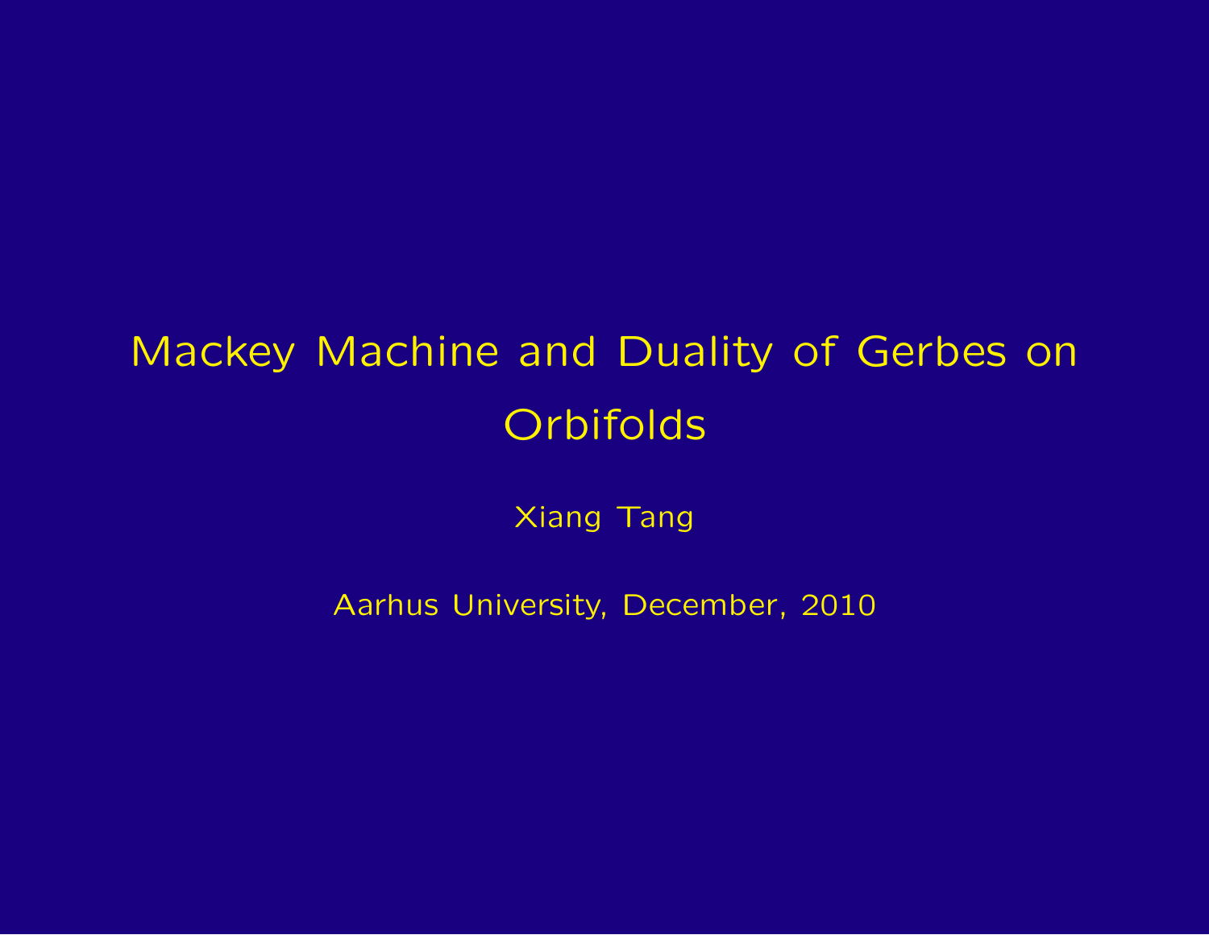# Mackey Machine and Duality of Gerbes on Orbifolds

Xiang Tang

Aarhus University, December, 2010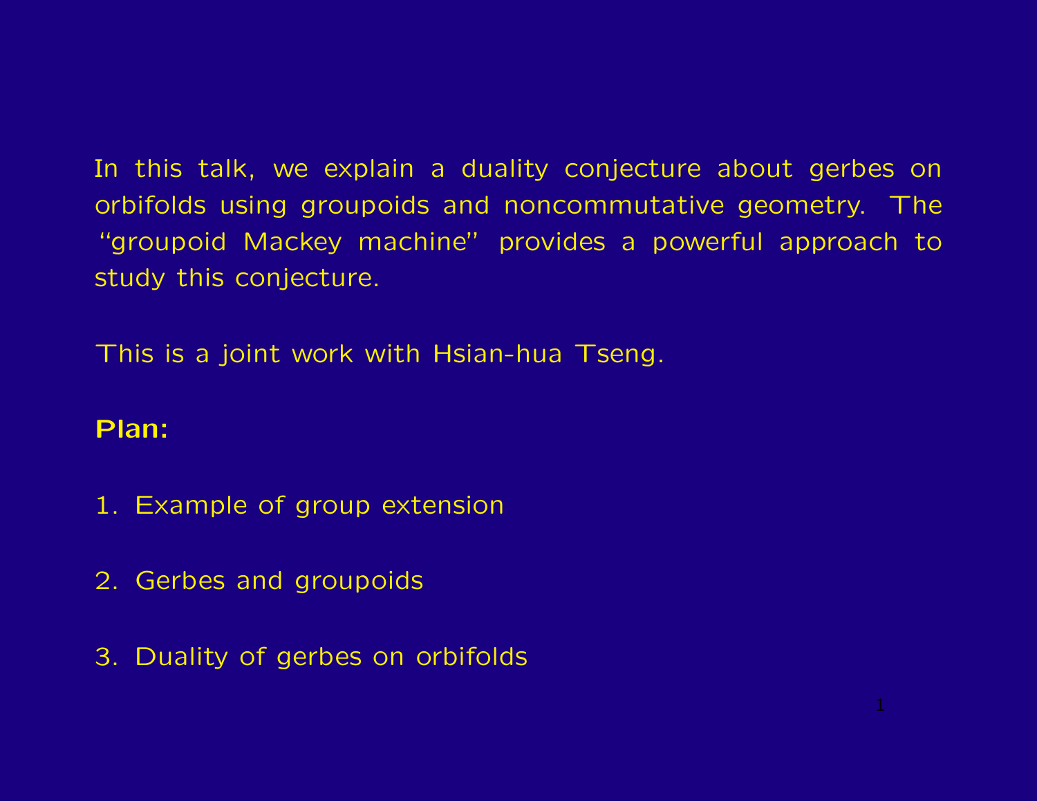In this talk, we explain a duality conjecture about gerbes on orbifolds using groupoids and noncommutative geometry. The "groupoid Mackey machine" provides a powerful approach to study this conjecture.

This is a joint work with Hsian-hua Tseng.

**Plan:**

1. Example of group extension

2. Gerbes and groupoids

3. Duality of gerbes on orbifolds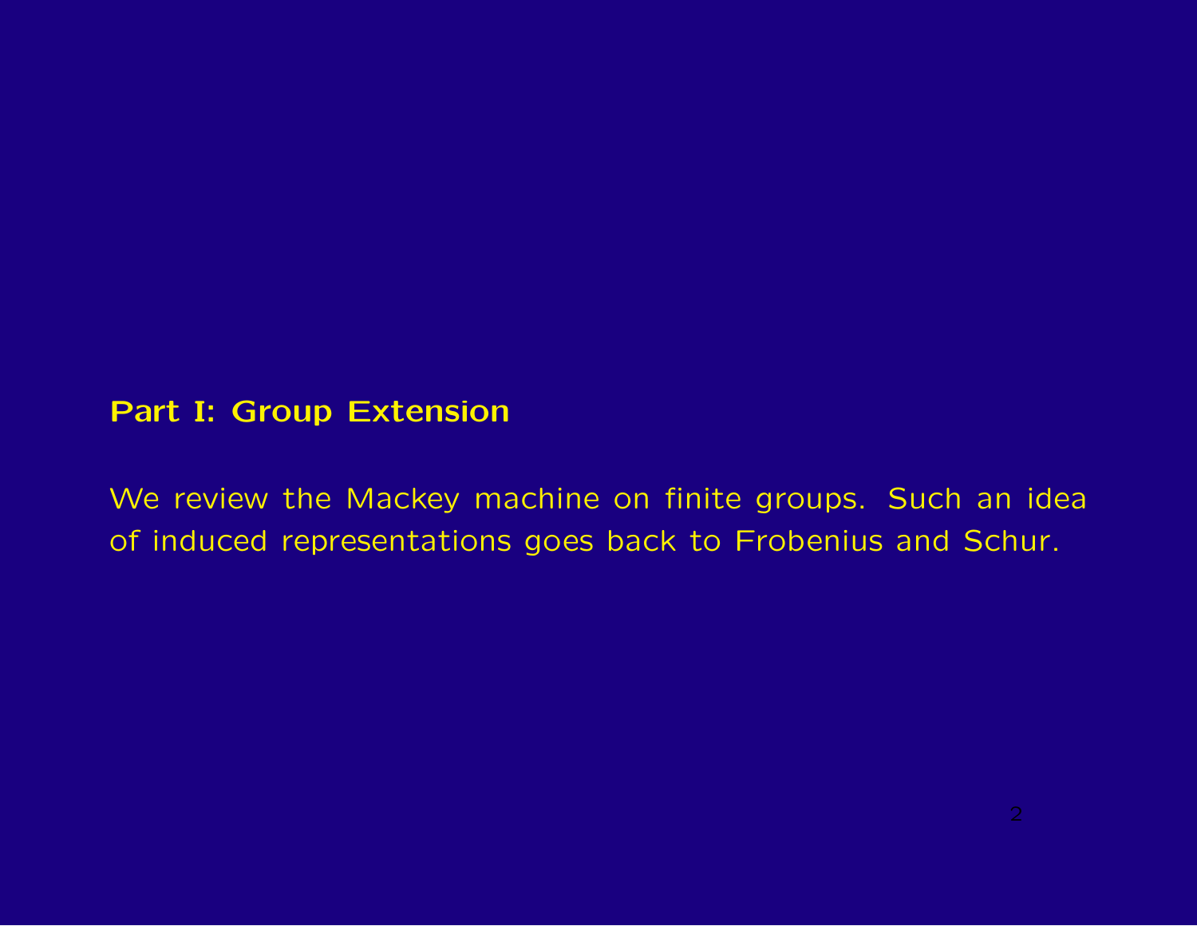**Part I: Group Extension**

We review the Mackey machine on finite groups. Such an idea of induced representations goes back to Frobenius and Schur.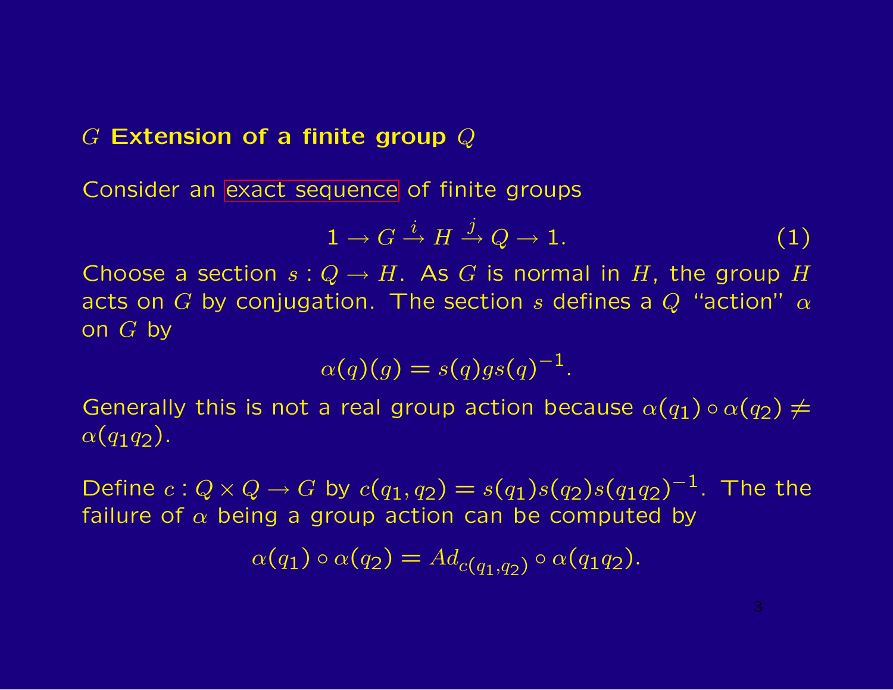## $G$ Extension of a finite group $Q$

Consider an exact sequence of finite groups

$$1 \to G \xrightarrow{i} H \xrightarrow{j} Q \to 1. \tag{1}$$

Choose a section $s : Q \to H$. As $G$ is normal in $H$, the group $H$ acts on $G$ by conjugation. The section $s$ defines a $Q$ "action" $\alpha$ on $G$ by

$$\alpha(q)(g) = s(q)gs(q)^{-1}.$$

Generally this is not a real group action because $\alpha(q_1) \circ \alpha(q_2) \neq \alpha(q_1 q_2)$.

Define $c : Q \times Q \to G$ by $c(q_1, q_2) = s(q_1)s(q_2)s(q_1 q_2)^{-1}$. The the failure of $\alpha$ being a group action can be computed by

$$\alpha(q_1) \circ \alpha(q_2) = Ad_{c(q_1,q_2)} \circ \alpha(q_1 q_2).$$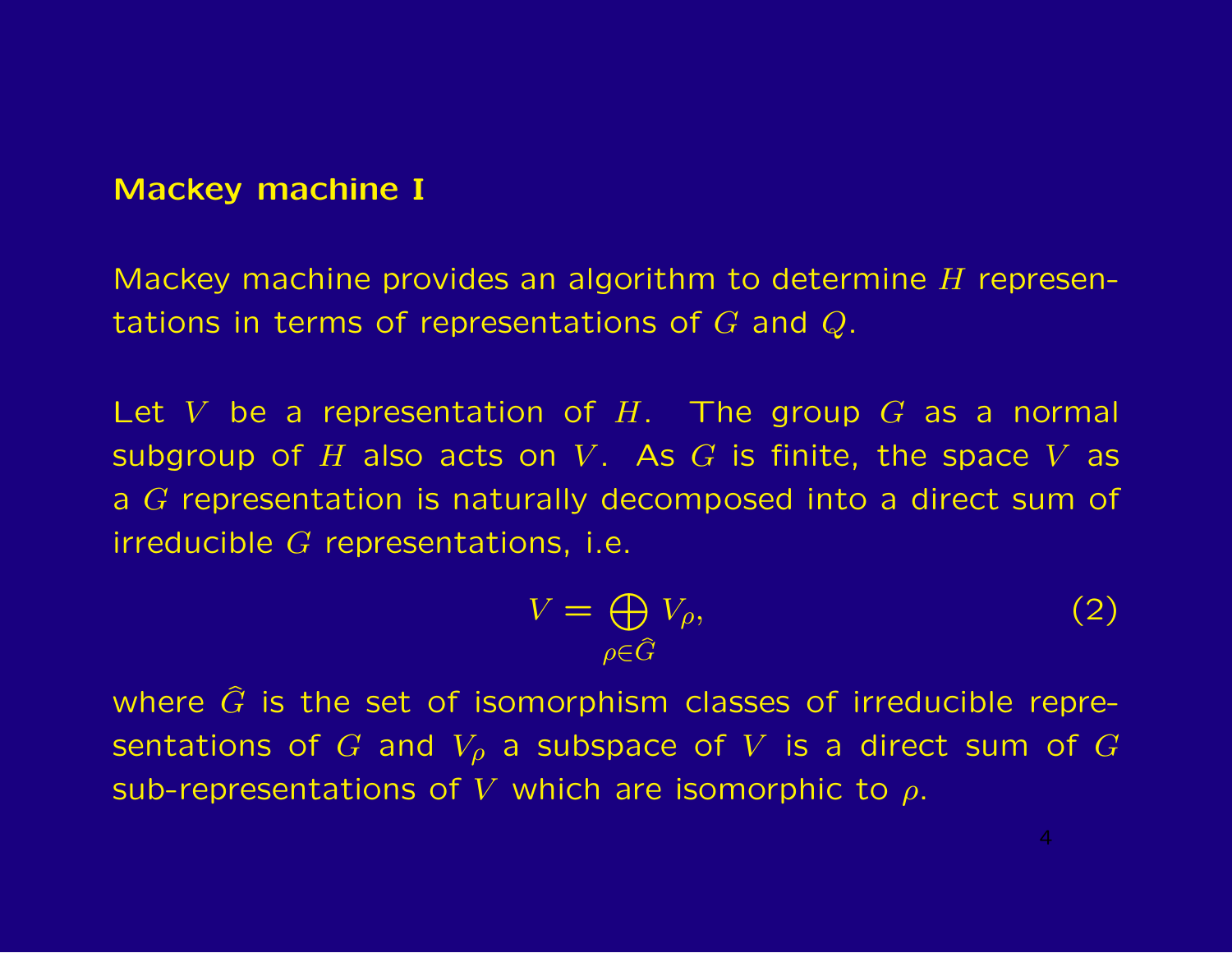## Mackey machine I

Mackey machine provides an algorithm to determine $H$ representations in terms of representations of $G$ and $Q$.

Let $V$ be a representation of $H$. The group $G$ as a normal subgroup of $H$ also acts on $V$. As $G$ is finite, the space $V$ as a $G$ representation is naturally decomposed into a direct sum of irreducible $G$ representations, i.e.

$$V = \bigoplus_{\rho \in \widehat{G}} V_\rho, \tag{2}$$

where $\widehat{G}$ is the set of isomorphism classes of irreducible representations of $G$ and $V_\rho$ a subspace of $V$ is a direct sum of $G$ sub-representations of $V$ which are isomorphic to $\rho$.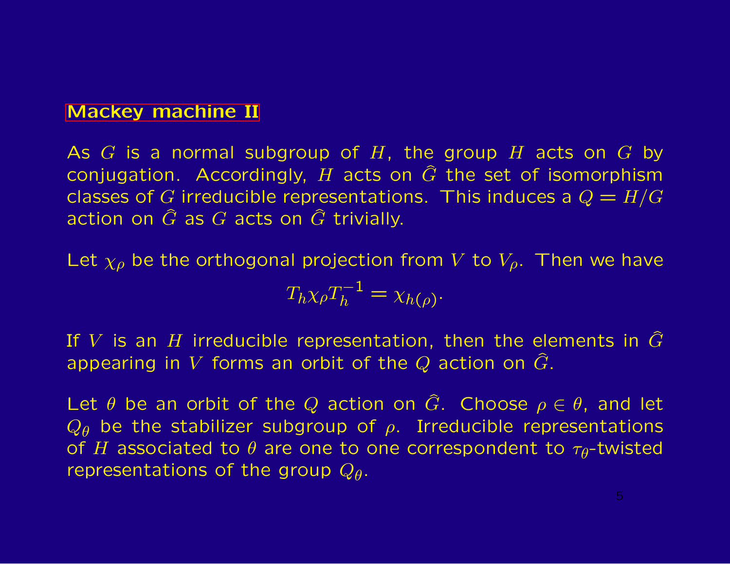## Mackey machine II

As $G$ is a normal subgroup of $H$, the group $H$ acts on $G$ by conjugation. Accordingly, $H$ acts on $\widehat{G}$ the set of isomorphism classes of $G$ irreducible representations. This induces a $Q = H/G$ action on $\widehat{G}$ as $G$ acts on $\widehat{G}$ trivially.

Let $\chi_\rho$ be the orthogonal projection from $V$ to $V_\rho$. Then we have

$$T_h \chi_\rho T_h^{-1} = \chi_{h(\rho)}.$$

If $V$ is an $H$ irreducible representation, then the elements in $\widehat{G}$ appearing in $V$ forms an orbit of the $Q$ action on $\widehat{G}$.

Let $\theta$ be an orbit of the $Q$ action on $\widehat{G}$. Choose $\rho \in \theta$, and let $Q_\theta$ be the stabilizer subgroup of $\rho$. Irreducible representations of $H$ associated to $\theta$ are one to one correspondent to $\tau_\theta$-twisted representations of the group $Q_\theta$.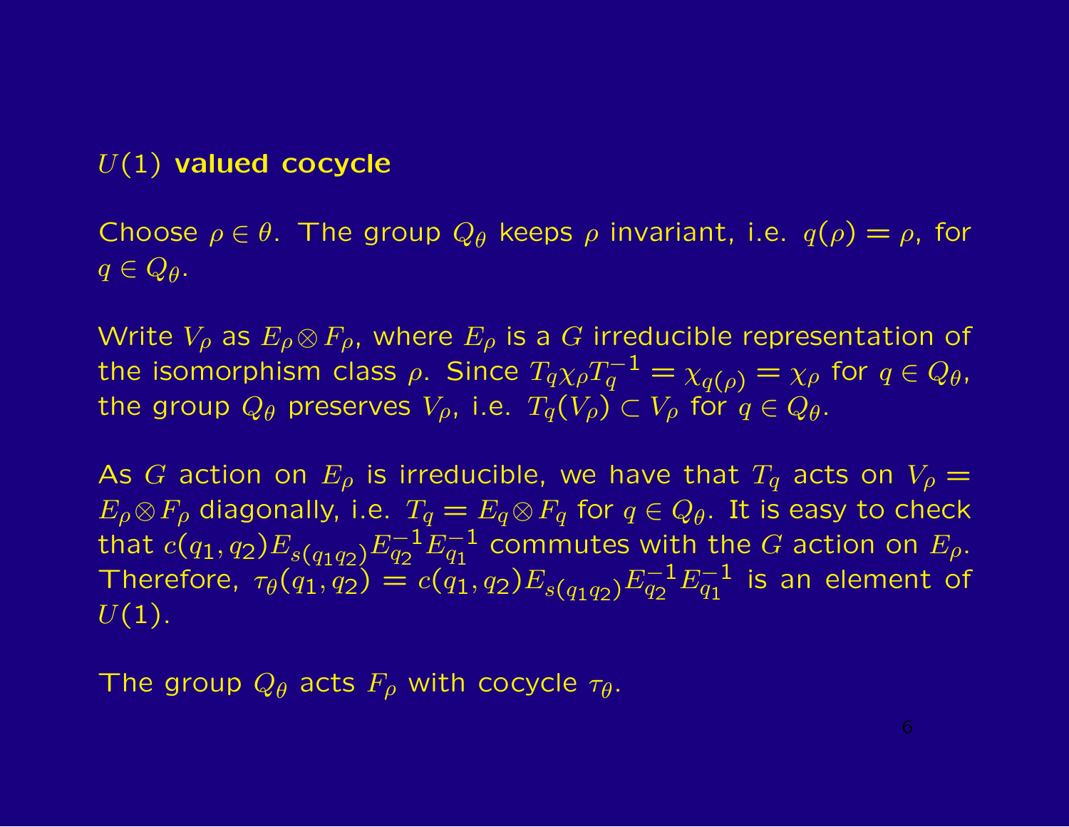## $U(1)$ valued cocycle

Choose $\rho \in \theta$. The group $Q_\theta$ keeps $\rho$ invariant, i.e. $q(\rho) = \rho$, for $q \in Q_\theta$.

Write $V_\rho$ as $E_\rho \otimes F_\rho$, where $E_\rho$ is a $G$ irreducible representation of the isomorphism class $\rho$. Since $T_q \chi_\rho T_q^{-1} = \chi_{q(\rho)} = \chi_\rho$ for $q \in Q_\theta$, the group $Q_\theta$ preserves $V_\rho$, i.e. $T_q(V_\rho) \subset V_\rho$ for $q \in Q_\theta$.

As $G$ action on $E_\rho$ is irreducible, we have that $T_q$ acts on $V_\rho = E_\rho \otimes F_\rho$ diagonally, i.e. $T_q = E_q \otimes F_q$ for $q \in Q_\theta$. It is easy to check that $c(q_1, q_2) E_{s(q_1 q_2)} E_{q_2}^{-1} E_{q_1}^{-1}$ commutes with the $G$ action on $E_\rho$. Therefore, $\tau_\theta(q_1, q_2) = c(q_1, q_2) E_{s(q_1 q_2)} E_{q_2}^{-1} E_{q_1}^{-1}$ is an element of $U(1)$.

The group $Q_\theta$ acts $F_\rho$ with cocycle $\tau_\theta$.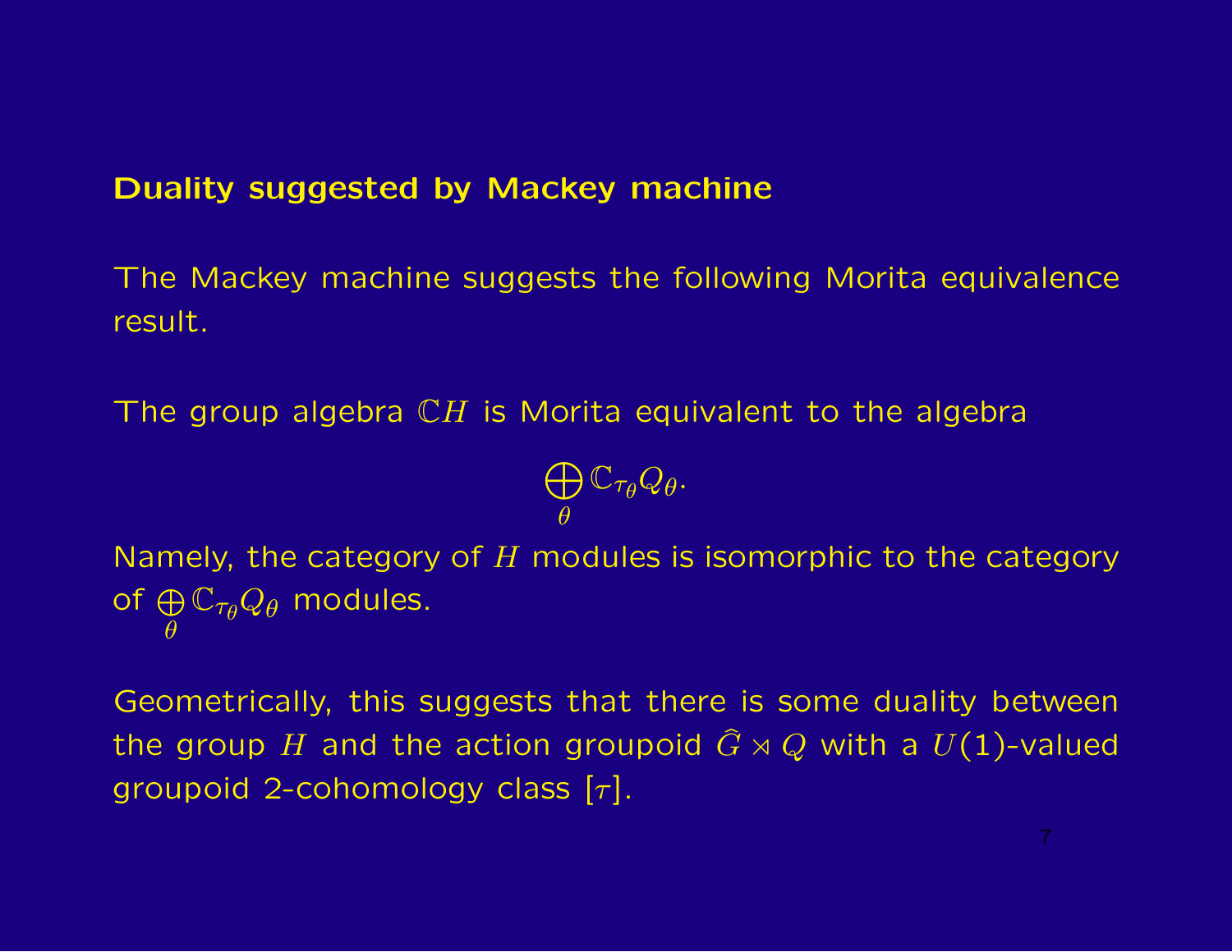## Duality suggested by Mackey machine

The Mackey machine suggests the following Morita equivalence result.

The group algebra $\mathbb{C}H$ is Morita equivalent to the algebra

$$\bigoplus_{\theta} \mathbb{C}_{\tau_\theta} Q_\theta.$$

Namely, the category of $H$ modules is isomorphic to the category of $\bigoplus_{\theta} \mathbb{C}_{\tau_\theta} Q_\theta$ modules.

Geometrically, this suggests that there is some duality between the group $H$ and the action groupoid $\widehat{G} \rtimes Q$ with a $U(1)$-valued groupoid 2-cohomology class $[\tau]$.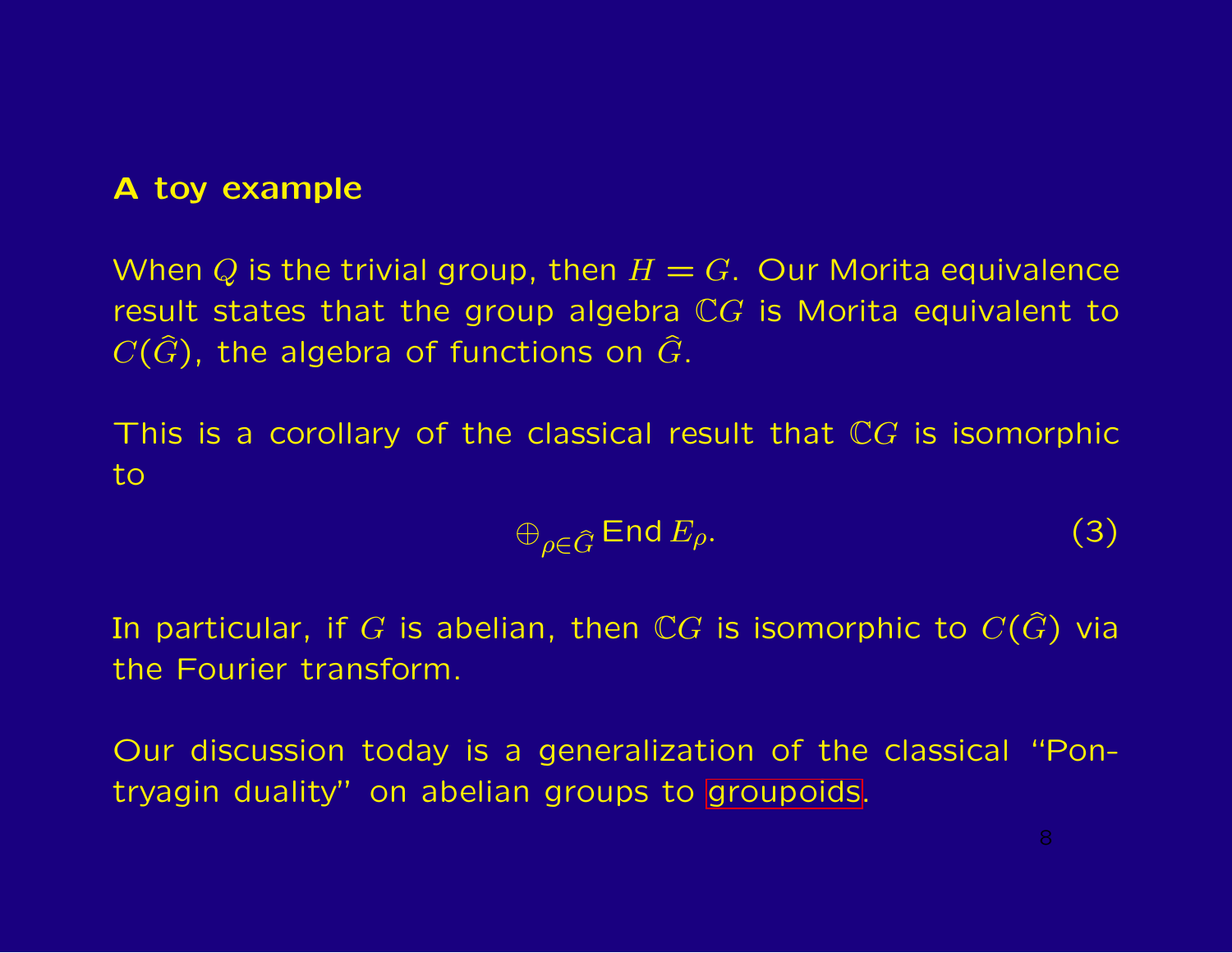## A toy example

When $Q$ is the trivial group, then $H = G$. Our Morita equivalence result states that the group algebra $\mathbb{C}G$ is Morita equivalent to $C(\widehat{G})$, the algebra of functions on $\widehat{G}$.

This is a corollary of the classical result that $\mathbb{C}G$ is isomorphic to

$$\oplus_{\rho \in \widehat{G}} \operatorname{End} E_\rho. \tag{3}$$

In particular, if $G$ is abelian, then $\mathbb{C}G$ is isomorphic to $C(\widehat{G})$ via the Fourier transform.

Our discussion today is a generalization of the classical "Pontryagin duality" on abelian groups to groupoids.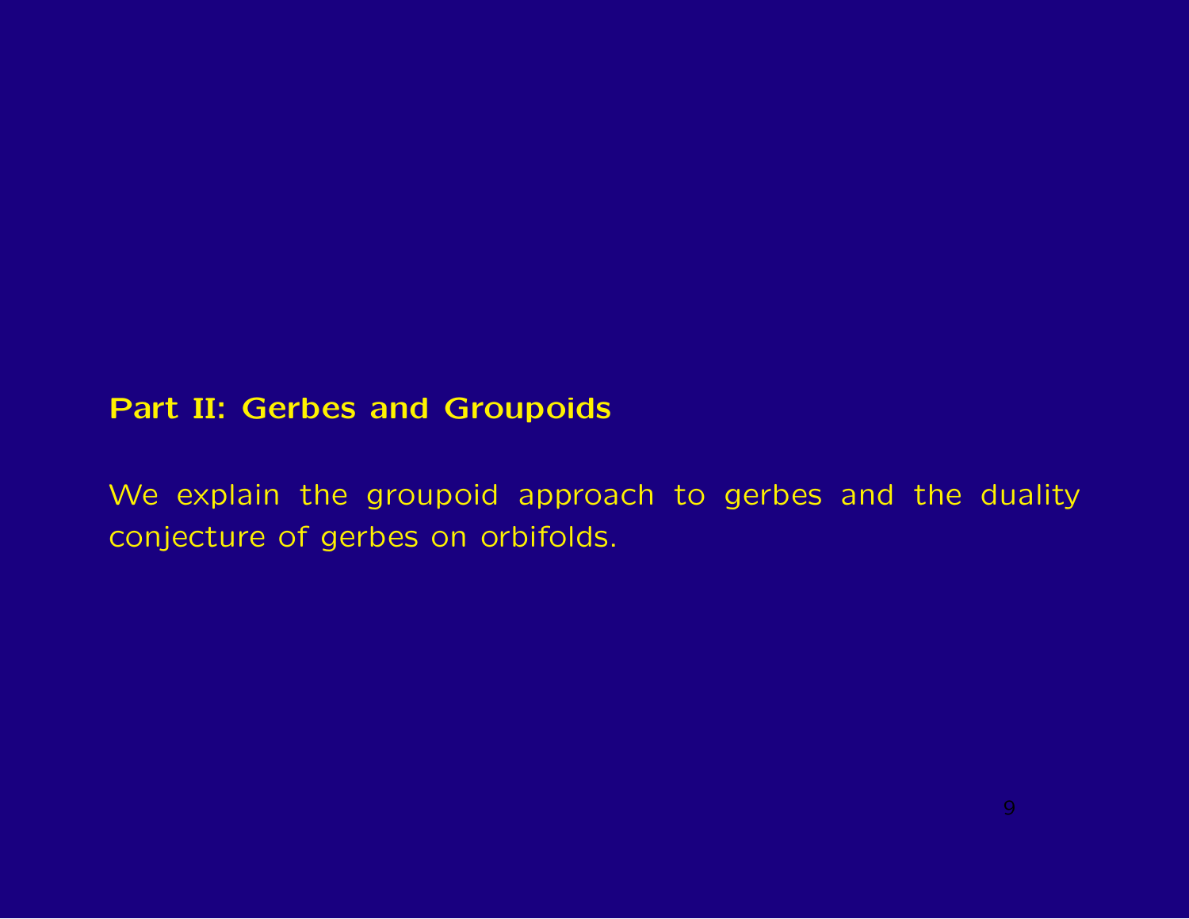## Part II: Gerbes and Groupoids

We explain the groupoid approach to gerbes and the duality conjecture of gerbes on orbifolds.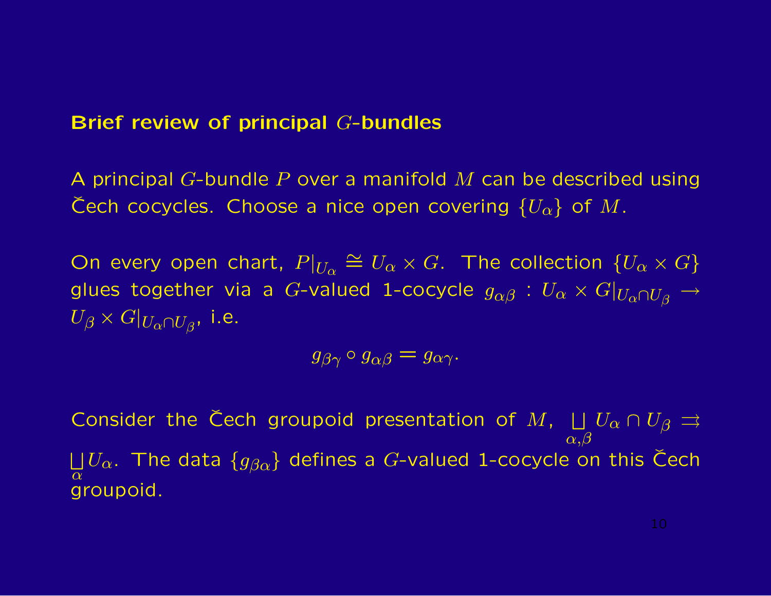## Brief review of principal $G$-bundles

A principal $G$-bundle $P$ over a manifold $M$ can be described using Čech cocycles. Choose a nice open covering $\{U_\alpha\}$ of $M$.

On every open chart, $P|_{U_\alpha} \cong U_\alpha \times G$. The collection $\{U_\alpha \times G\}$ glues together via a $G$-valued 1-cocycle $g_{\alpha\beta} : U_\alpha \times G|_{U_\alpha \cap U_\beta} \to U_\beta \times G|_{U_\alpha \cap U_\beta}$, i.e.

$$g_{\beta\gamma} \circ g_{\alpha\beta} = g_{\alpha\gamma}.$$

Consider the Čech groupoid presentation of $M$, $\coprod_{\alpha,\beta} U_\alpha \cap U_\beta \rightrightarrows \coprod_\alpha U_\alpha$. The data $\{g_{\beta\alpha}\}$ defines a $G$-valued 1-cocycle on this Čech groupoid.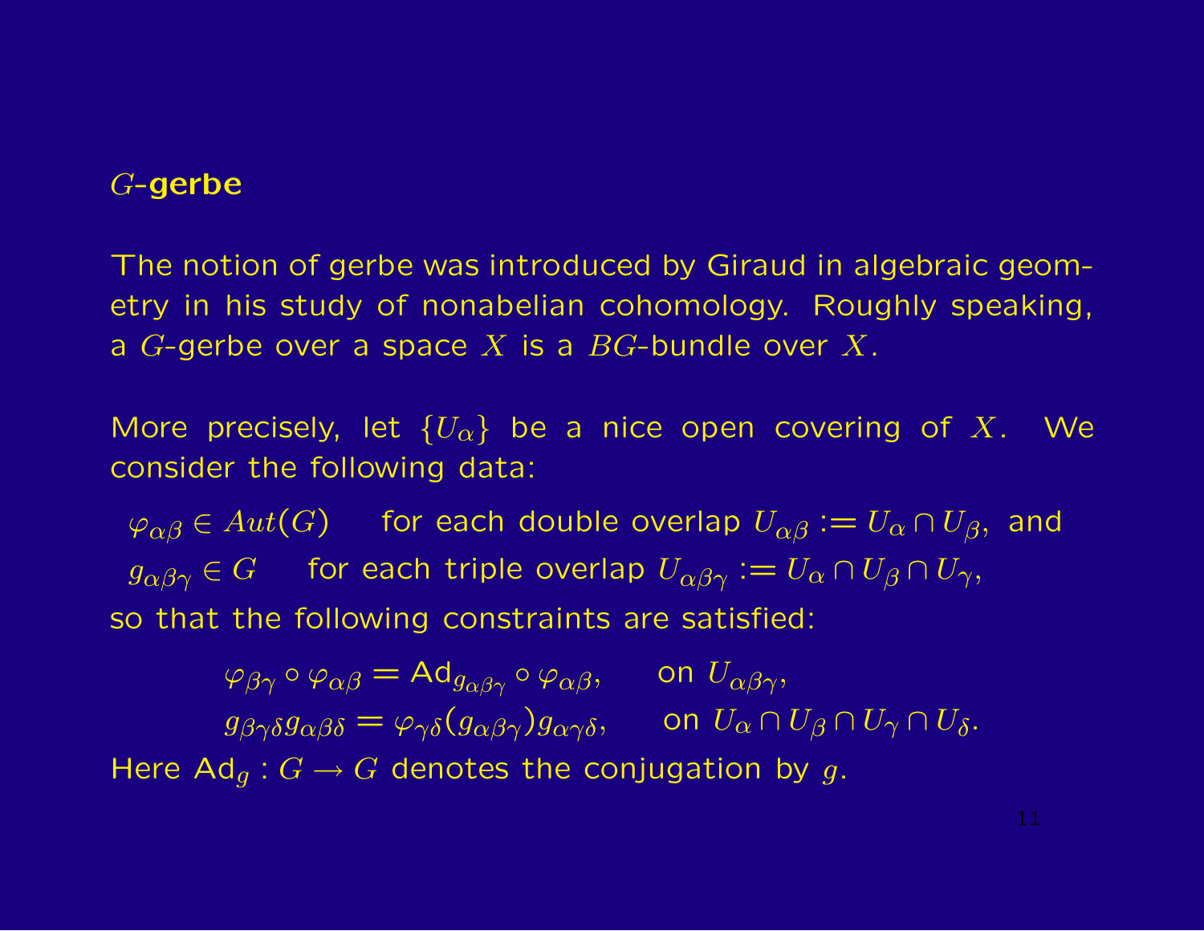## $G$-gerbe

The notion of gerbe was introduced by Giraud in algebraic geometry in his study of nonabelian cohomology. Roughly speaking, a $G$-gerbe over a space $X$ is a $BG$-bundle over $X$.

More precisely, let $\{U_\alpha\}$ be a nice open covering of $X$. We consider the following data:

$\varphi_{\alpha\beta} \in Aut(G)$ for each double overlap $U_{\alpha\beta} := U_\alpha \cap U_\beta$, and

$g_{\alpha\beta\gamma} \in G$ for each triple overlap $U_{\alpha\beta\gamma} := U_\alpha \cap U_\beta \cap U_\gamma$,

so that the following constraints are satisfied:

$$\varphi_{\beta\gamma} \circ \varphi_{\alpha\beta} = \mathrm{Ad}_{g_{\alpha\beta\gamma}} \circ \varphi_{\alpha\beta}, \qquad \text{on } U_{\alpha\beta\gamma},$$

$$g_{\beta\gamma\delta} g_{\alpha\beta\delta} = \varphi_{\gamma\delta}(g_{\alpha\beta\gamma}) g_{\alpha\gamma\delta}, \qquad \text{on } U_\alpha \cap U_\beta \cap U_\gamma \cap U_\delta.$$

Here $\mathrm{Ad}_g : G \to G$ denotes the conjugation by $g$.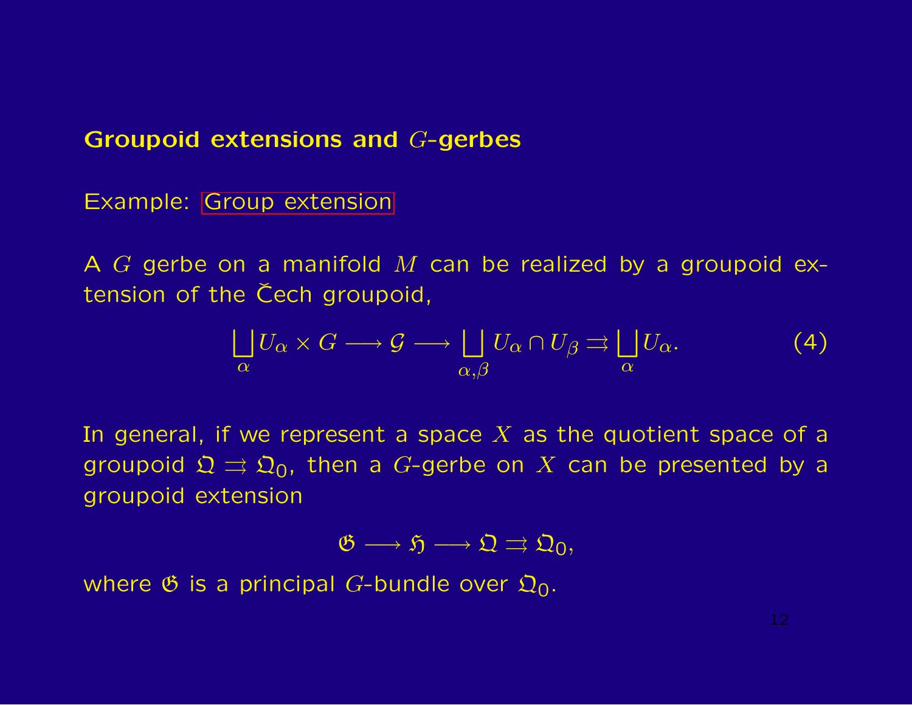## Groupoid extensions and $G$-gerbes

Example: Group extension

A $G$ gerbe on a manifold $M$ can be realized by a groupoid extension of the Čech groupoid,

$$\bigsqcup_{\alpha} U_\alpha \times G \longrightarrow \mathcal{G} \longrightarrow \bigsqcup_{\alpha,\beta} U_\alpha \cap U_\beta \rightrightarrows \bigsqcup_{\alpha} U_\alpha. \tag{4}$$

In general, if we represent a space $X$ as the quotient space of a groupoid $\mathfrak{Q} \rightrightarrows \mathfrak{Q}_0$, then a $G$-gerbe on $X$ can be presented by a groupoid extension

$$\mathfrak{G} \longrightarrow \mathfrak{H} \longrightarrow \mathfrak{Q} \rightrightarrows \mathfrak{Q}_0,$$

where $\mathfrak{G}$ is a principal $G$-bundle over $\mathfrak{Q}_0$.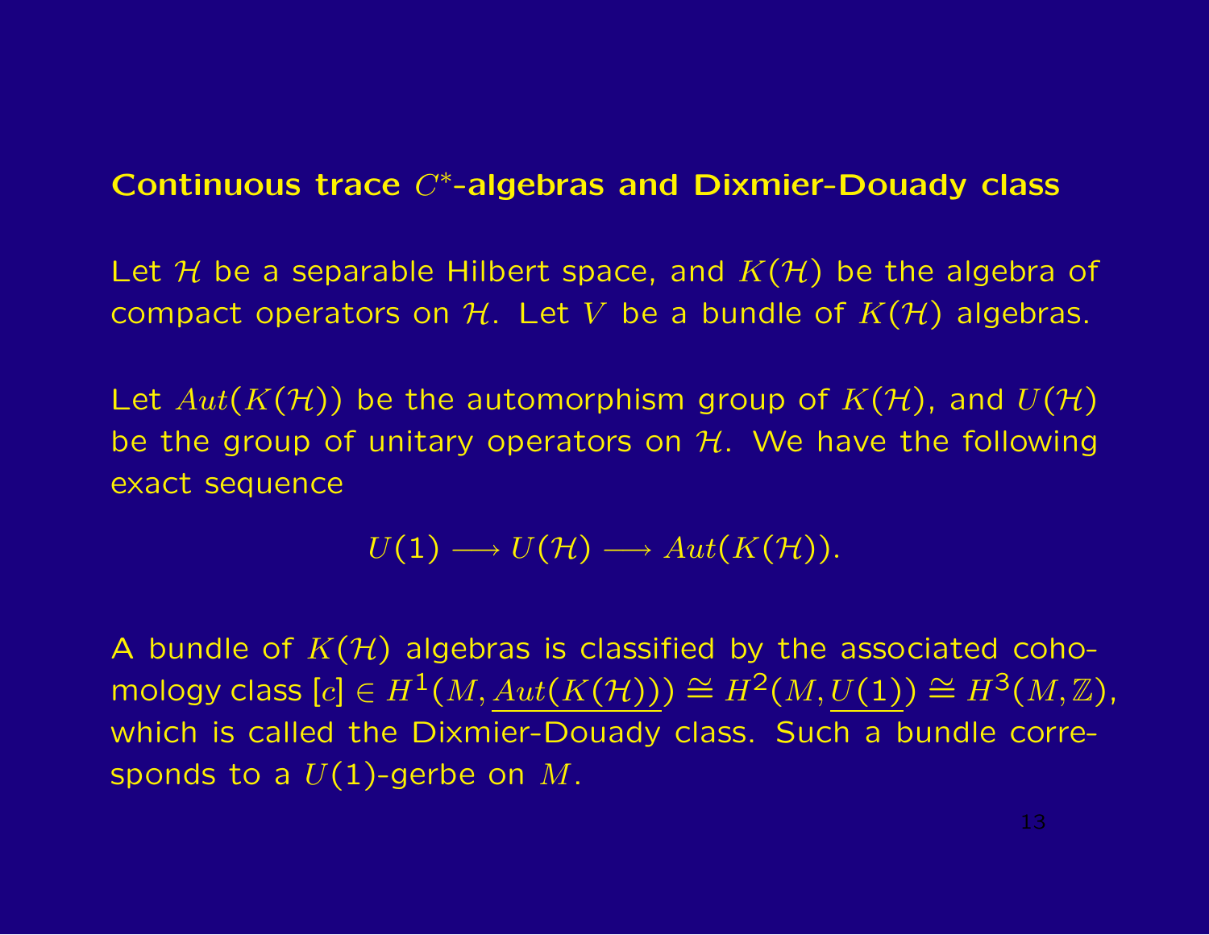## Continuous trace $C^*$-algebras and Dixmier-Douady class

Let $\mathcal{H}$ be a separable Hilbert space, and $K(\mathcal{H})$ be the algebra of compact operators on $\mathcal{H}$. Let $V$ be a bundle of $K(\mathcal{H})$ algebras.

Let $Aut(K(\mathcal{H}))$ be the automorphism group of $K(\mathcal{H})$, and $U(\mathcal{H})$ be the group of unitary operators on $\mathcal{H}$. We have the following exact sequence

$$U(1) \longrightarrow U(\mathcal{H}) \longrightarrow Aut(K(\mathcal{H})).$$

A bundle of $K(\mathcal{H})$ algebras is classified by the associated cohomology class $[c] \in H^1(M, \underline{Aut(K(\mathcal{H}))}) \cong H^2(M, \underline{U(1)}) \cong H^3(M, \mathbb{Z})$, which is called the Dixmier-Douady class. Such a bundle corresponds to a $U(1)$-gerbe on $M$.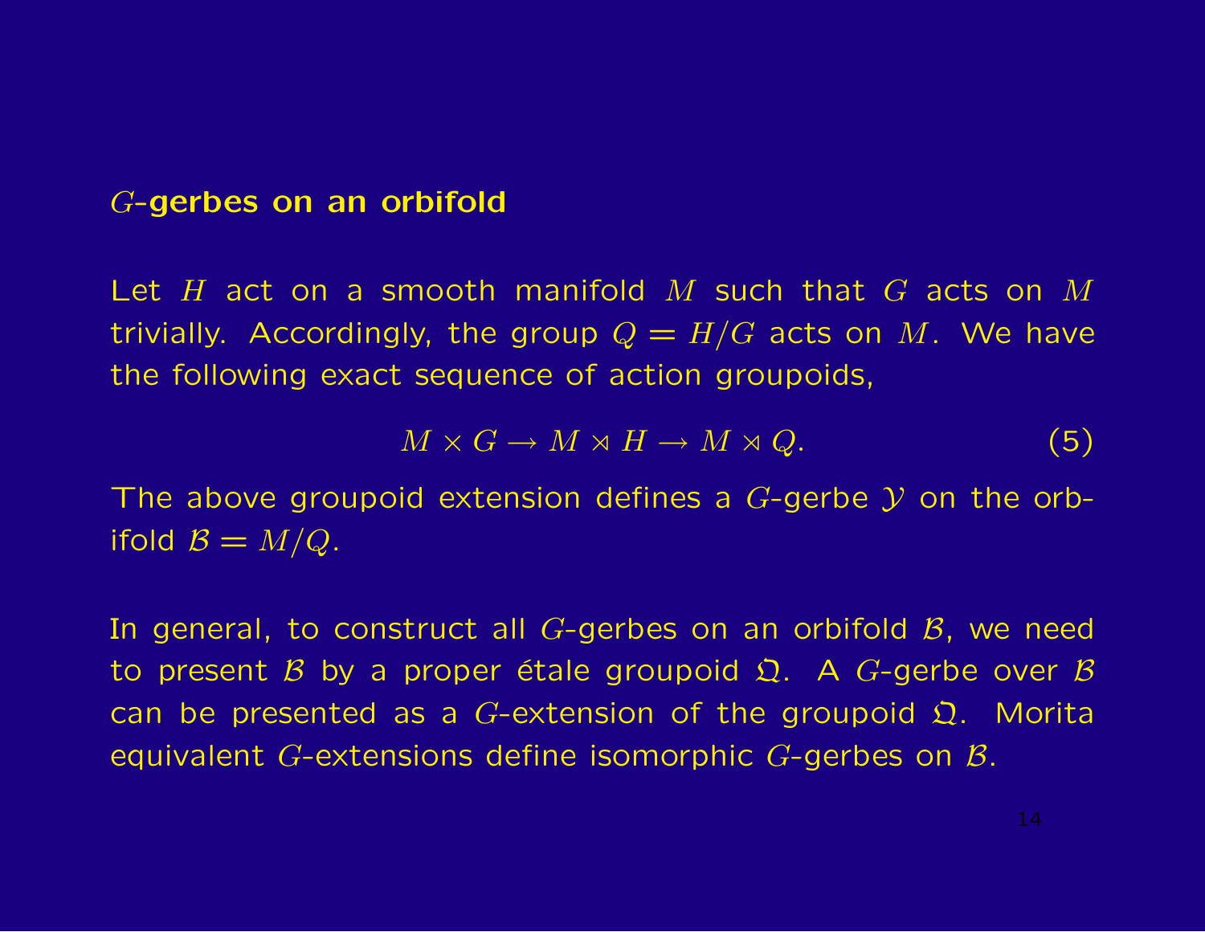## $G$-gerbes on an orbifold

Let $H$ act on a smooth manifold $M$ such that $G$ acts on $M$ trivially. Accordingly, the group $Q = H/G$ acts on $M$. We have the following exact sequence of action groupoids,

$$M \times G \to M \rtimes H \to M \rtimes Q. \tag{5}$$

The above groupoid extension defines a $G$-gerbe $\mathcal{Y}$ on the orbifold $\mathcal{B} = M/Q$.

In general, to construct all $G$-gerbes on an orbifold $\mathcal{B}$, we need to present $\mathcal{B}$ by a proper étale groupoid $\mathfrak{Q}$. A $G$-gerbe over $\mathcal{B}$ can be presented as a $G$-extension of the groupoid $\mathfrak{Q}$. Morita equivalent $G$-extensions define isomorphic $G$-gerbes on $\mathcal{B}$.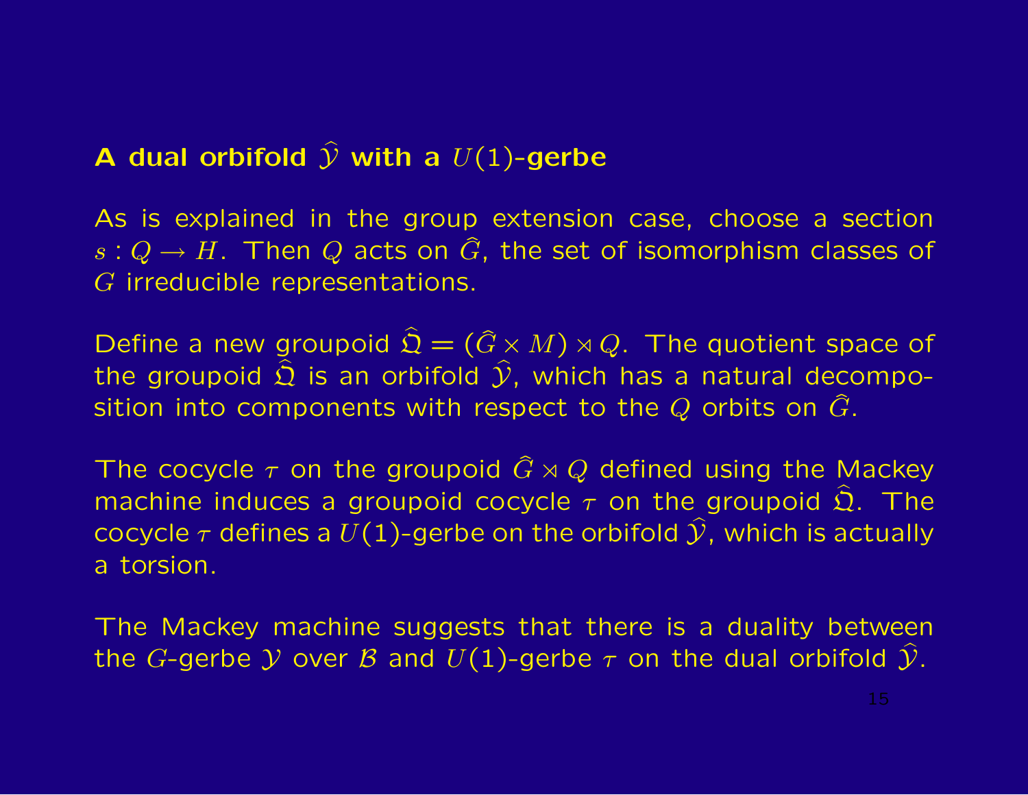## A dual orbifold $\hat{\mathcal{Y}}$ with a $U(1)$-gerbe

As is explained in the group extension case, choose a section $s : Q \to H$. Then $Q$ acts on $\hat{G}$, the set of isomorphism classes of $G$ irreducible representations.

Define a new groupoid $\hat{\mathfrak{Q}} = (\hat{G} \times M) \rtimes Q$. The quotient space of the groupoid $\hat{\mathfrak{Q}}$ is an orbifold $\hat{\mathcal{Y}}$, which has a natural decomposition into components with respect to the $Q$ orbits on $\hat{G}$.

The cocycle $\tau$ on the groupoid $\hat{G} \rtimes Q$ defined using the Mackey machine induces a groupoid cocycle $\tau$ on the groupoid $\hat{\mathfrak{Q}}$. The cocycle $\tau$ defines a $U(1)$-gerbe on the orbifold $\hat{\mathcal{Y}}$, which is actually a torsion.

The Mackey machine suggests that there is a duality between the $G$-gerbe $\mathcal{Y}$ over $\mathcal{B}$ and $U(1)$-gerbe $\tau$ on the dual orbifold $\hat{\mathcal{Y}}$.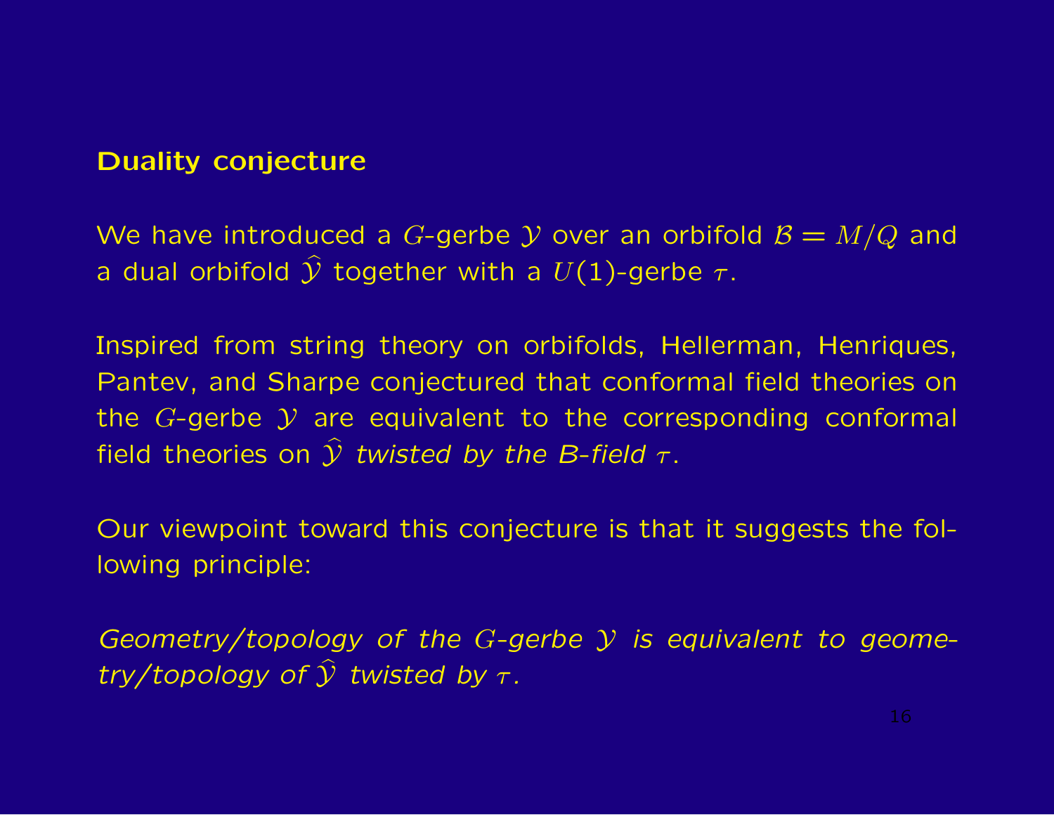## Duality conjecture

We have introduced a $G$-gerbe $\mathcal{Y}$ over an orbifold $\mathcal{B} = M/Q$ and a dual orbifold $\widehat{\mathcal{Y}}$ together with a $U(1)$-gerbe $\tau$.

Inspired from string theory on orbifolds, Hellerman, Henriques, Pantev, and Sharpe conjectured that conformal field theories on the $G$-gerbe $\mathcal{Y}$ are equivalent to the corresponding conformal field theories on $\widehat{\mathcal{Y}}$ *twisted by the B-field* $\tau$.

Our viewpoint toward this conjecture is that it suggests the following principle:

*Geometry/topology of the $G$-gerbe $\mathcal{Y}$ is equivalent to geometry/topology of $\widehat{\mathcal{Y}}$ twisted by $\tau$.*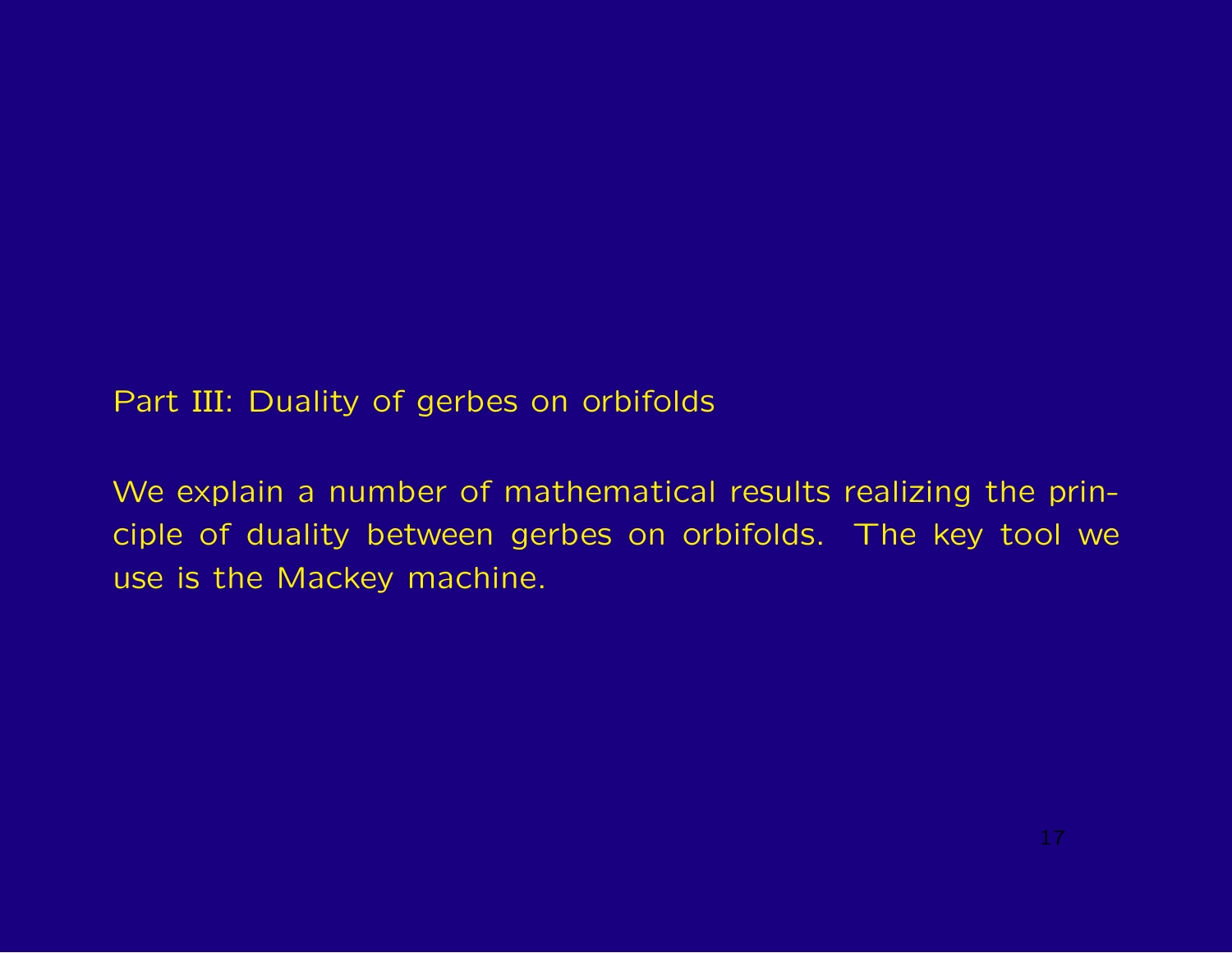## Part III: Duality of gerbes on orbifolds

We explain a number of mathematical results realizing the principle of duality between gerbes on orbifolds. The key tool we use is the Mackey machine.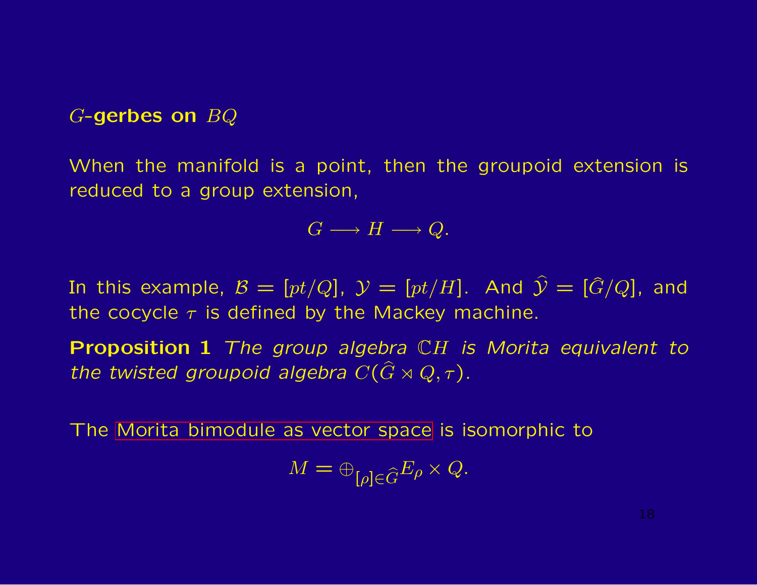## $G$-gerbes on $BQ$

When the manifold is a point, then the groupoid extension is reduced to a group extension,

$$G \longrightarrow H \longrightarrow Q.$$

In this example, $\mathcal{B} = [pt/Q]$, $\mathcal{Y} = [pt/H]$. And $\widehat{\mathcal{Y}} = [\hat{G}/Q]$, and the cocycle $\tau$ is defined by the Mackey machine.

**Proposition 1** *The group algebra $\mathbb{C}H$ is Morita equivalent to the twisted groupoid algebra $C(\widehat{G} \rtimes Q, \tau)$.*

The Morita bimodule as vector space is isomorphic to

$$M = \oplus_{[\rho] \in \widehat{G}} E_\rho \times Q.$$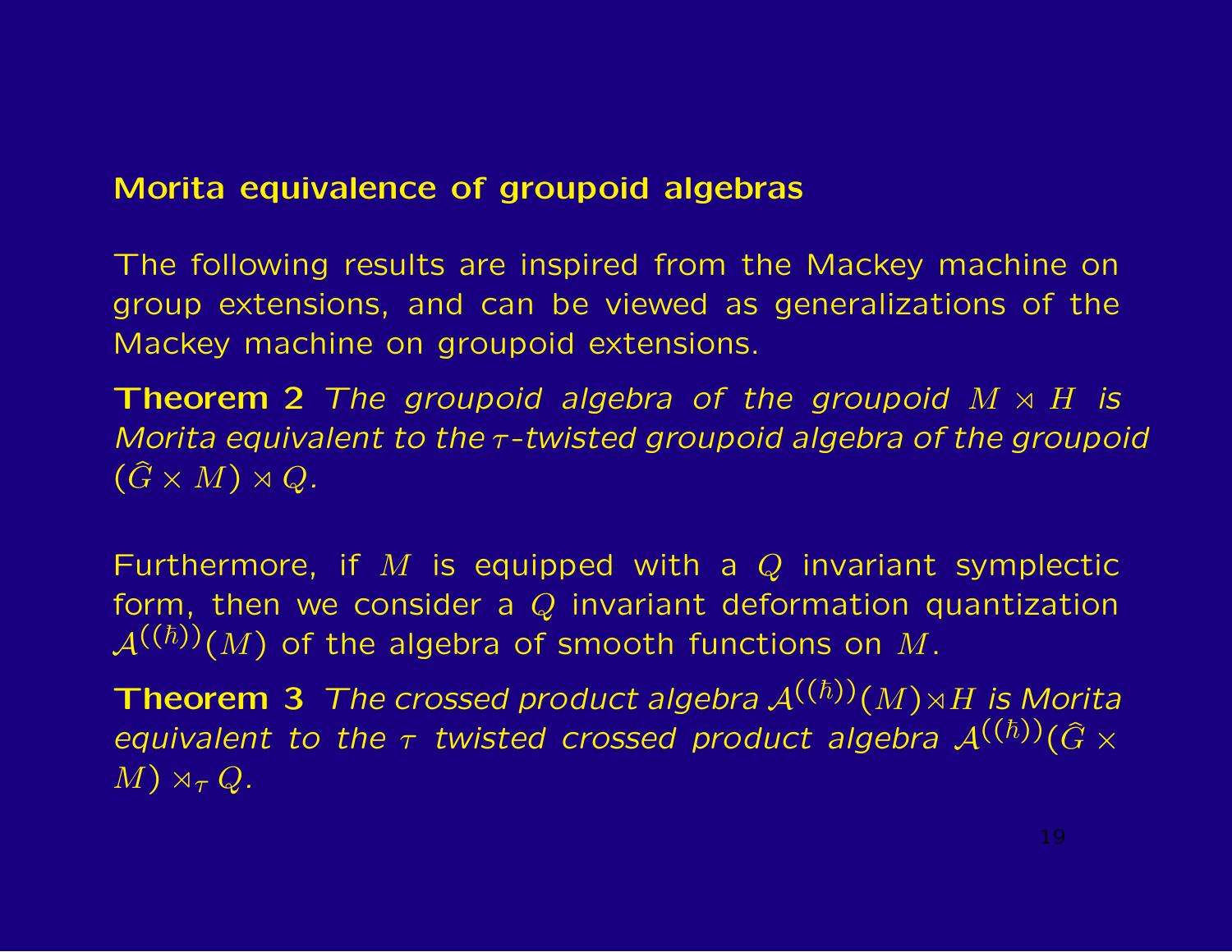## Morita equivalence of groupoid algebras

The following results are inspired from the Mackey machine on group extensions, and can be viewed as generalizations of the Mackey machine on groupoid extensions.

**Theorem 2** *The groupoid algebra of the groupoid $M \rtimes H$ is Morita equivalent to the $\tau$-twisted groupoid algebra of the groupoid $(\widehat{G} \times M) \rtimes Q$.*

Furthermore, if $M$ is equipped with a $Q$ invariant symplectic form, then we consider a $Q$ invariant deformation quantization $\mathcal{A}^{((\hbar))}(M)$ of the algebra of smooth functions on $M$.

**Theorem 3** *The crossed product algebra $\mathcal{A}^{((\hbar))}(M) \rtimes H$ is Morita equivalent to the $\tau$ twisted crossed product algebra $\mathcal{A}^{((\hbar))}(\widehat{G} \times M) \rtimes_\tau Q$.*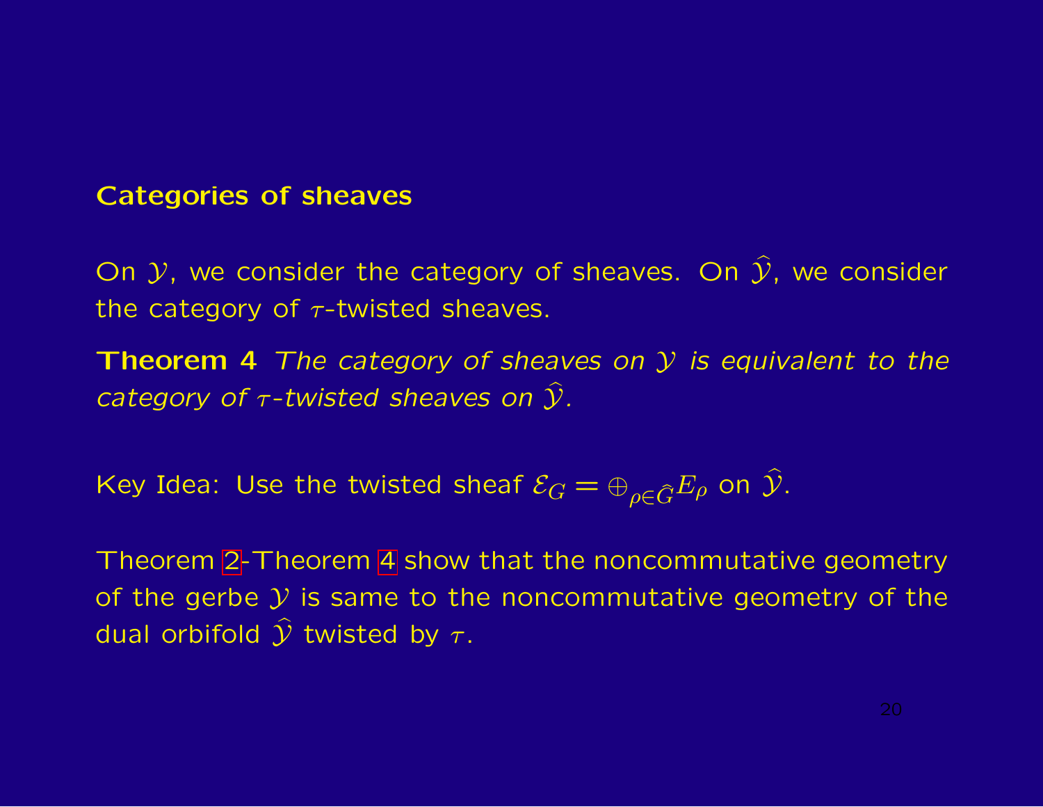## Categories of sheaves

On $\mathcal{Y}$, we consider the category of sheaves. On $\widehat{\mathcal{Y}}$, we consider the category of $\tau$-twisted sheaves.

**Theorem 4** *The category of sheaves on $\mathcal{Y}$ is equivalent to the category of $\tau$-twisted sheaves on $\widehat{\mathcal{Y}}$.*

Key Idea: Use the twisted sheaf $\mathcal{E}_G = \oplus_{\rho \in \widehat{G}} E_\rho$ on $\widehat{\mathcal{Y}}$.

Theorem 2-Theorem 4 show that the noncommutative geometry of the gerbe $\mathcal{Y}$ is same to the noncommutative geometry of the dual orbifold $\widehat{\mathcal{Y}}$ twisted by $\tau$.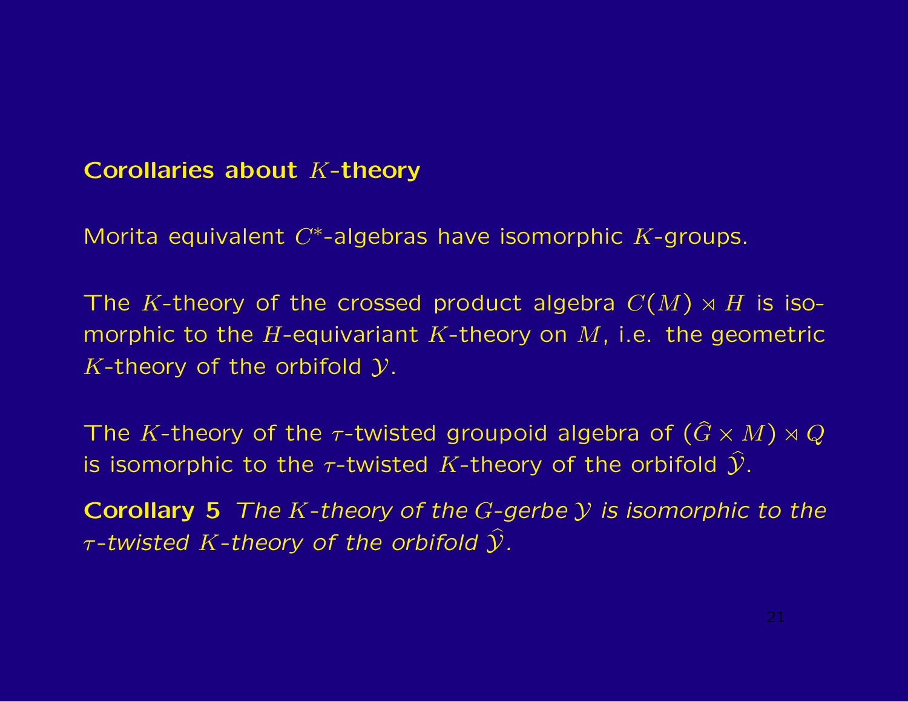## Corollaries about $K$-theory

Morita equivalent $C^*$-algebras have isomorphic $K$-groups.

The $K$-theory of the crossed product algebra $C(M) \rtimes H$ is isomorphic to the $H$-equivariant $K$-theory on $M$, i.e. the geometric $K$-theory of the orbifold $\mathcal{Y}$.

The $K$-theory of the $\tau$-twisted groupoid algebra of $(\widehat{G} \times M) \rtimes Q$ is isomorphic to the $\tau$-twisted $K$-theory of the orbifold $\widehat{\mathcal{Y}}$.

**Corollary 5** *The $K$-theory of the $G$-gerbe $\mathcal{Y}$ is isomorphic to the $\tau$-twisted $K$-theory of the orbifold $\widehat{\mathcal{Y}}$.*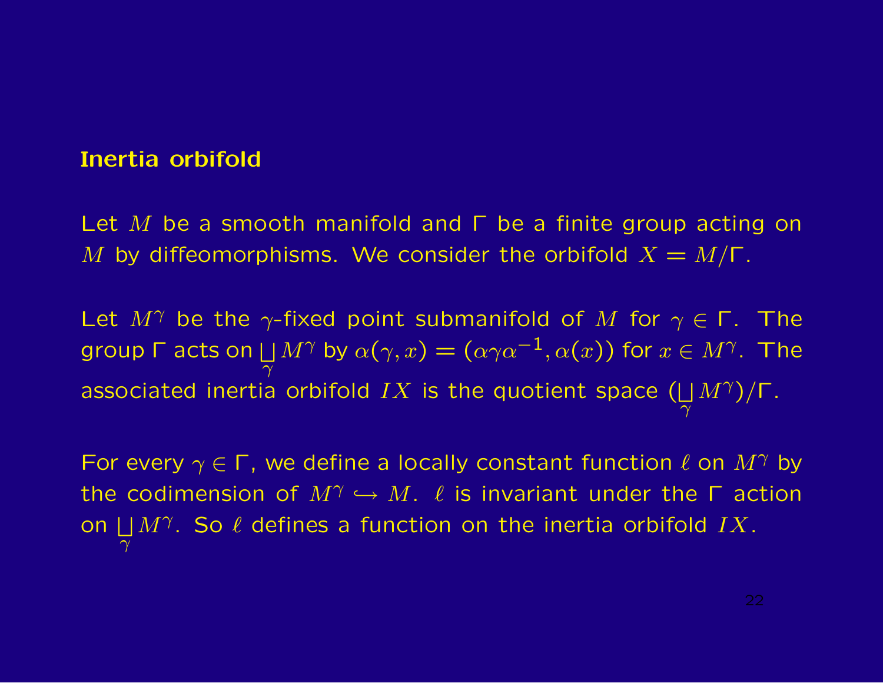## Inertia orbifold

Let $M$ be a smooth manifold and $\Gamma$ be a finite group acting on $M$ by diffeomorphisms. We consider the orbifold $X = M/\Gamma$.

Let $M^\gamma$ be the $\gamma$-fixed point submanifold of $M$ for $\gamma \in \Gamma$. The group $\Gamma$ acts on $\coprod_\gamma M^\gamma$ by $\alpha(\gamma, x) = (\alpha\gamma\alpha^{-1}, \alpha(x))$ for $x \in M^\gamma$. The associated inertia orbifold $IX$ is the quotient space $(\coprod_\gamma M^\gamma)/\Gamma$.

For every $\gamma \in \Gamma$, we define a locally constant function $\ell$ on $M^\gamma$ by the codimension of $M^\gamma \hookrightarrow M$. $\ell$ is invariant under the $\Gamma$ action on $\coprod_\gamma M^\gamma$. So $\ell$ defines a function on the inertia orbifold $IX$.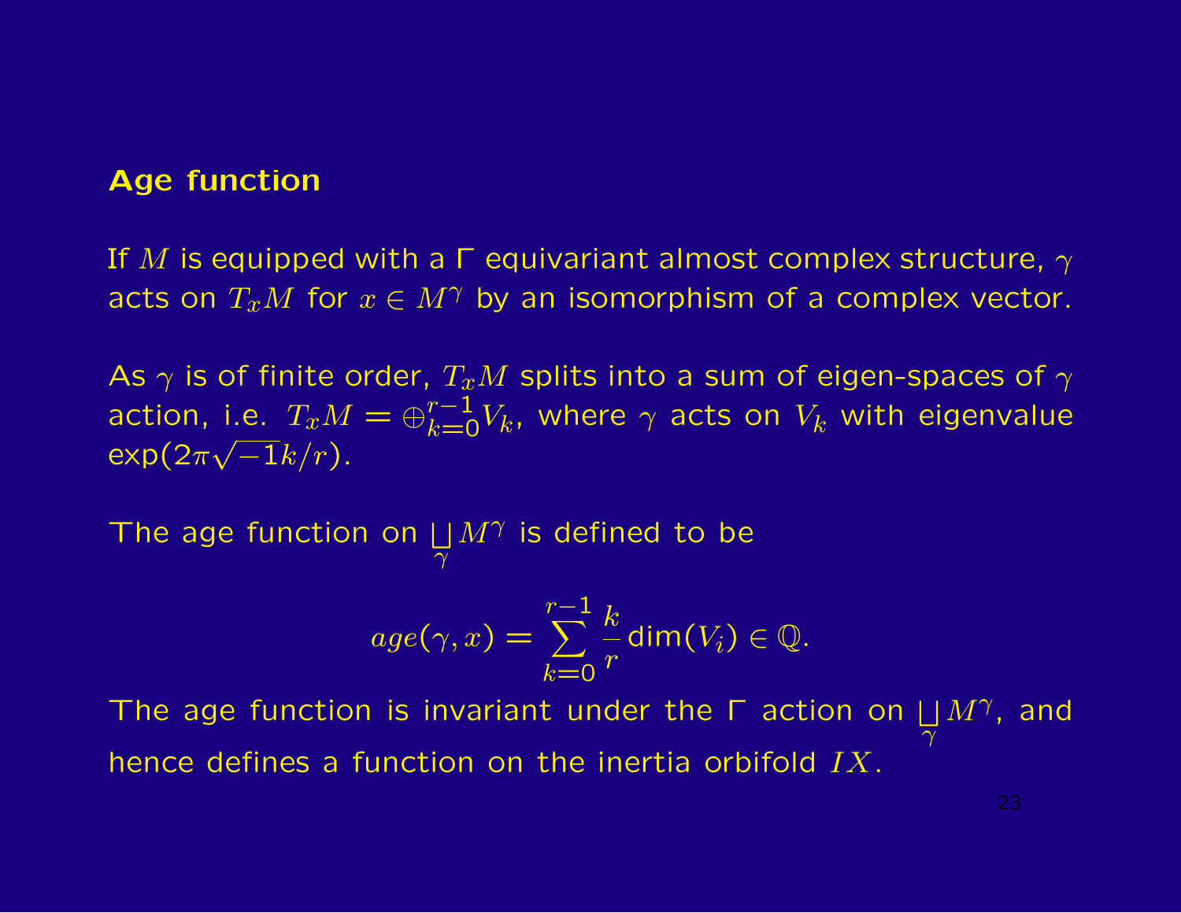## Age function

If $M$ is equipped with a $\Gamma$ equivariant almost complex structure, $\gamma$ acts on $T_xM$ for $x \in M^\gamma$ by an isomorphism of a complex vector.

As $\gamma$ is of finite order, $T_xM$ splits into a sum of eigen-spaces of $\gamma$ action, i.e. $T_xM = \oplus_{k=0}^{r-1} V_k$, where $\gamma$ acts on $V_k$ with eigenvalue $\exp(2\pi\sqrt{-1}k/r)$.

The age function on $\coprod_\gamma M^\gamma$ is defined to be

$$age(\gamma, x) = \sum_{k=0}^{r-1} \frac{k}{r} \dim(V_i) \in \mathbb{Q}.$$

The age function is invariant under the $\Gamma$ action on $\coprod_\gamma M^\gamma$, and hence defines a function on the inertia orbifold $IX$.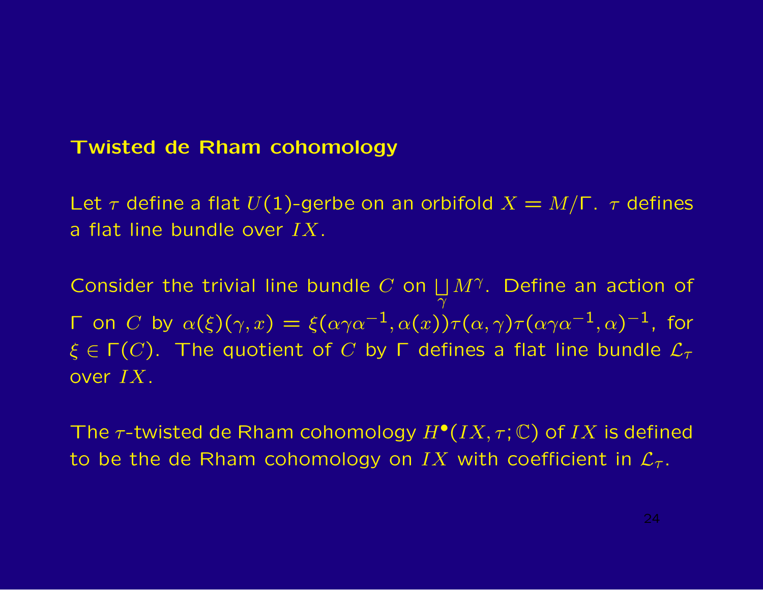## Twisted de Rham cohomology

Let $\tau$ define a flat $U(1)$-gerbe on an orbifold $X = M/\Gamma$. $\tau$ defines a flat line bundle over $IX$.

Consider the trivial line bundle $C$ on $\coprod_{\gamma} M^{\gamma}$. Define an action of $\Gamma$ on $C$ by $\alpha(\xi)(\gamma, x) = \xi(\alpha\gamma\alpha^{-1}, \alpha(x))\tau(\alpha, \gamma)\tau(\alpha\gamma\alpha^{-1}, \alpha)^{-1}$, for $\xi \in \Gamma(C)$. The quotient of $C$ by $\Gamma$ defines a flat line bundle $\mathcal{L}_{\tau}$ over $IX$.

The $\tau$-twisted de Rham cohomology $H^{\bullet}(IX, \tau; \mathbb{C})$ of $IX$ is defined to be the de Rham cohomology on $IX$ with coefficient in $\mathcal{L}_{\tau}$.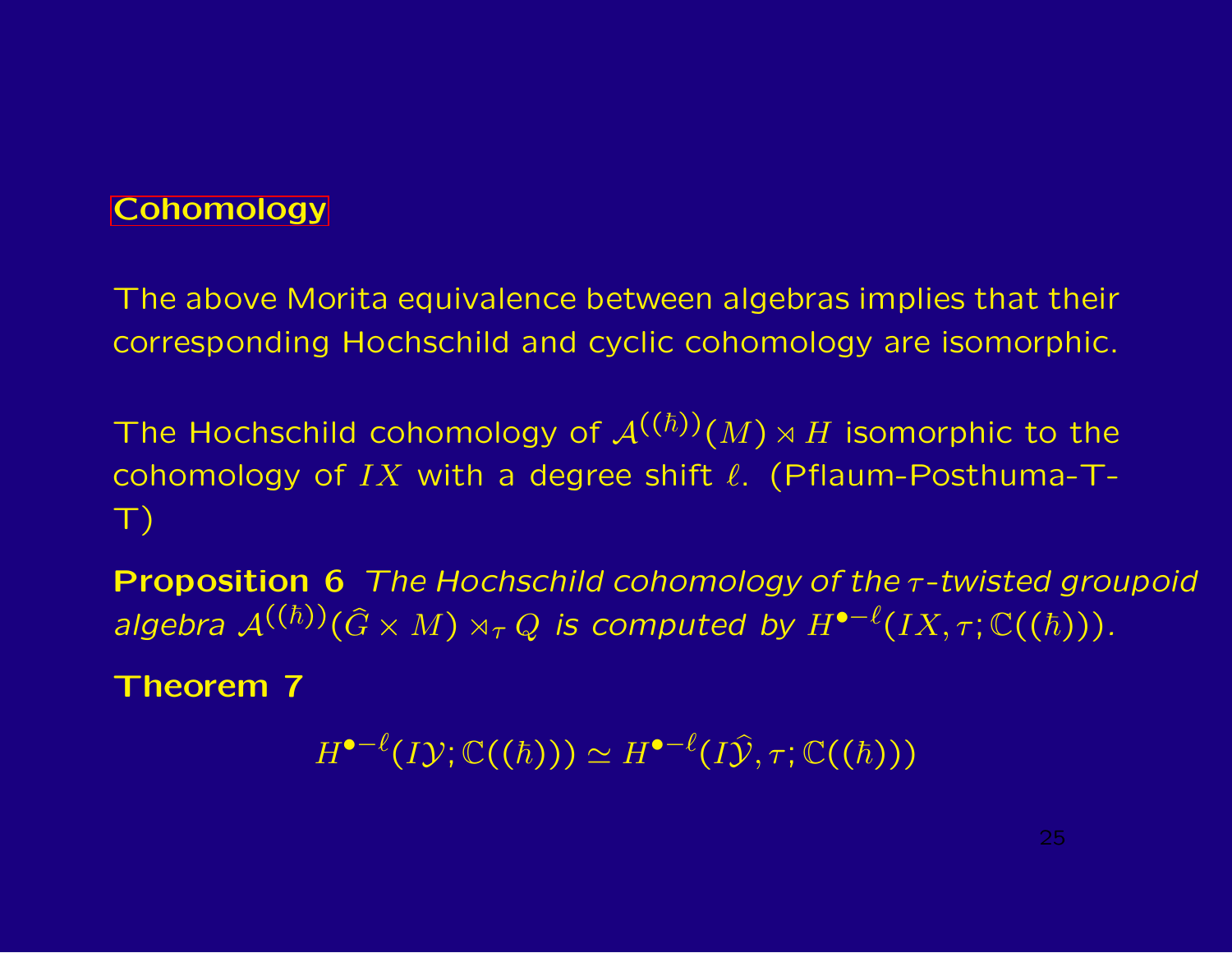## Cohomology

The above Morita equivalence between algebras implies that their corresponding Hochschild and cyclic cohomology are isomorphic.

The Hochschild cohomology of $\mathcal{A}^{((\hbar))}(M) \rtimes H$ isomorphic to the cohomology of $IX$ with a degree shift $\ell$. (Pflaum-Posthuma-T-T)

**Proposition 6** *The Hochschild cohomology of the $\tau$-twisted groupoid algebra $\mathcal{A}^{((\hbar))}(\widehat{G} \times M) \rtimes_\tau Q$ is computed by $H^{\bullet-\ell}(IX, \tau; \mathbb{C}((\hbar)))$.*

**Theorem 7**

$$H^{\bullet-\ell}(I\mathcal{Y}; \mathbb{C}((\hbar))) \simeq H^{\bullet-\ell}(I\widehat{\mathcal{Y}}, \tau; \mathbb{C}((\hbar)))$$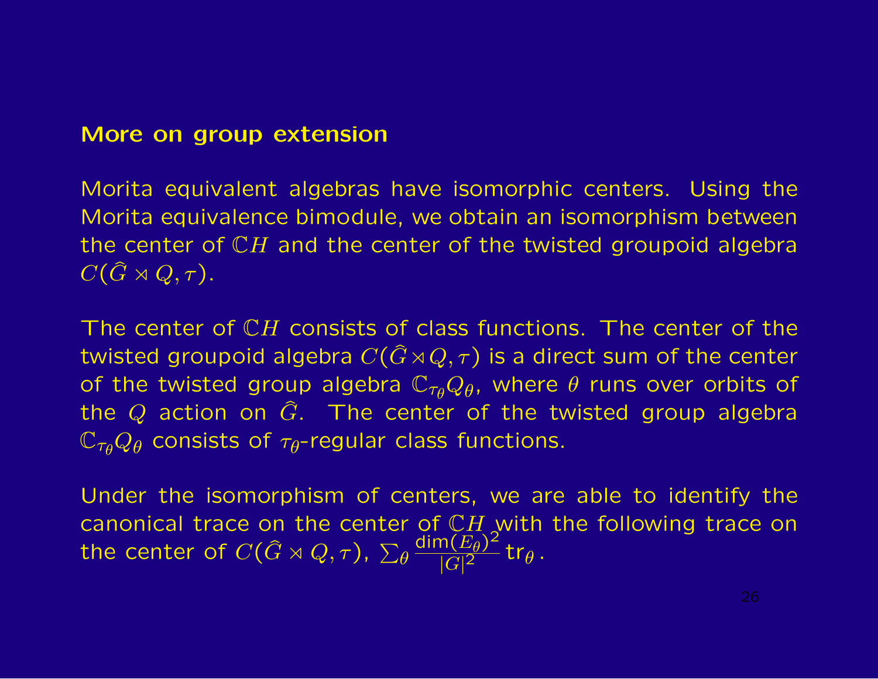## More on group extension

Morita equivalent algebras have isomorphic centers. Using the Morita equivalence bimodule, we obtain an isomorphism between the center of $\mathbb{C}H$ and the center of the twisted groupoid algebra $C(\widehat{G} \rtimes Q, \tau)$.

The center of $\mathbb{C}H$ consists of class functions. The center of the twisted groupoid algebra $C(\widehat{G} \rtimes Q, \tau)$ is a direct sum of the center of the twisted group algebra $\mathbb{C}_{\tau_\theta} Q_\theta$, where $\theta$ runs over orbits of the $Q$ action on $\widehat{G}$. The center of the twisted group algebra $\mathbb{C}_{\tau_\theta} Q_\theta$ consists of $\tau_\theta$-regular class functions.

Under the isomorphism of centers, we are able to identify the canonical trace on the center of $\mathbb{C}H$ with the following trace on the center of $C(\widehat{G} \rtimes Q, \tau)$, $\sum_\theta \frac{\mathrm{dim}(E_\theta)^2}{|G|^2} \mathrm{tr}_\theta$.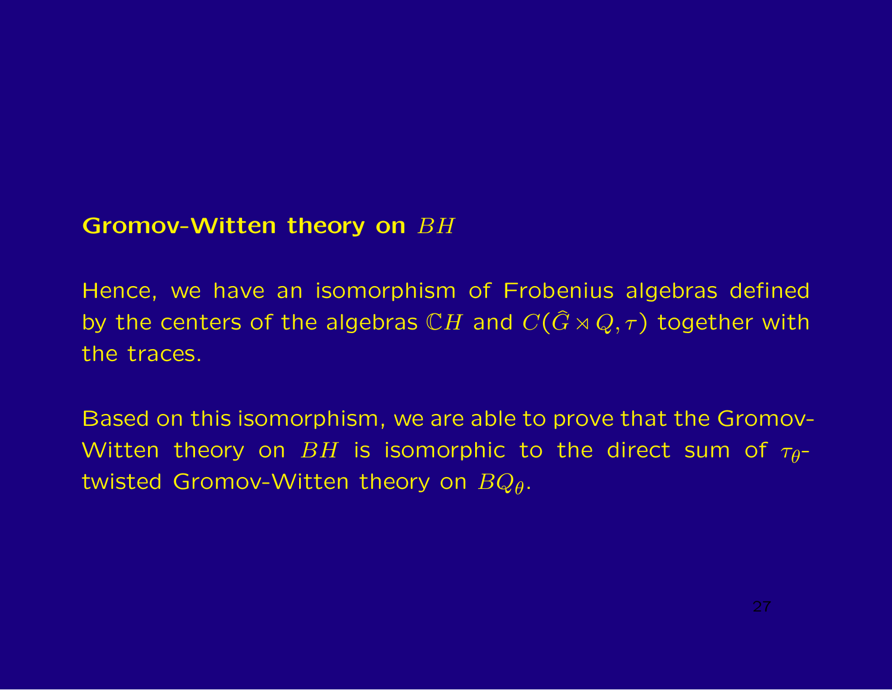## Gromov-Witten theory on $BH$

Hence, we have an isomorphism of Frobenius algebras defined by the centers of the algebras $\mathbb{C}H$ and $C(\hat{G} \rtimes Q, \tau)$ together with the traces.

Based on this isomorphism, we are able to prove that the Gromov-Witten theory on $BH$ is isomorphic to the direct sum of $\tau_\theta$-twisted Gromov-Witten theory on $BQ_\theta$.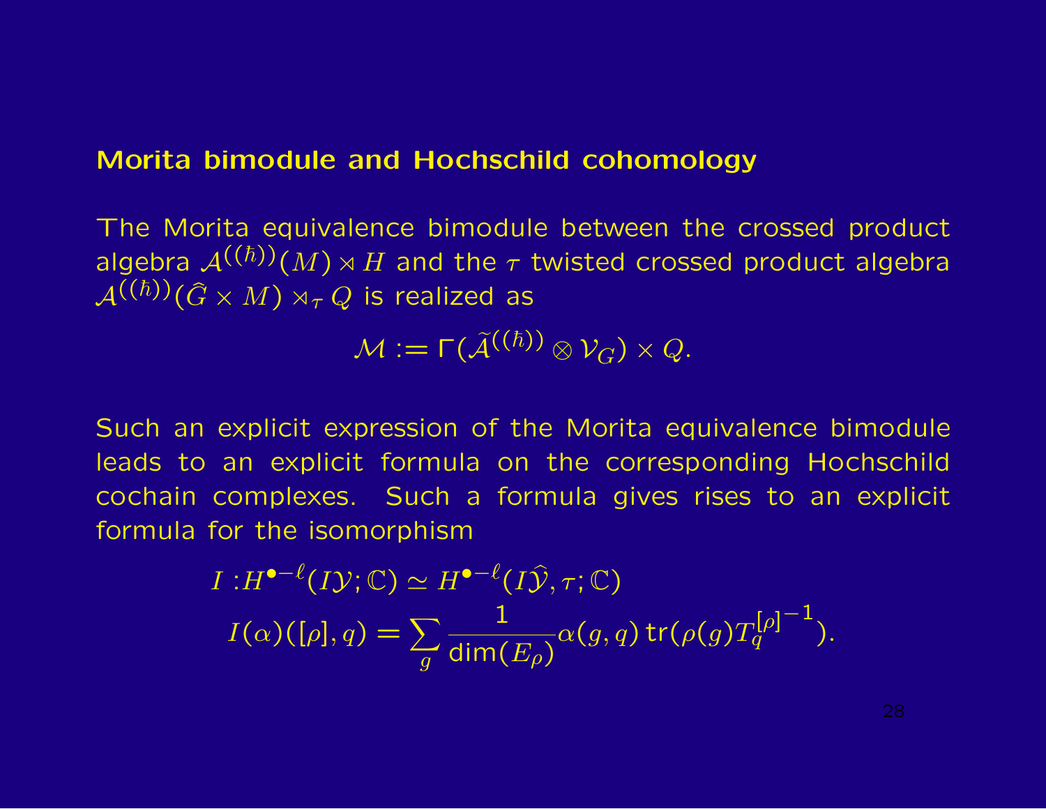## Morita bimodule and Hochschild cohomology

The Morita equivalence bimodule between the crossed product algebra $\mathcal{A}^{((\hbar))}(M) \rtimes H$ and the $\tau$ twisted crossed product algebra $\mathcal{A}^{((\hbar))}(\widehat{G} \times M) \rtimes_\tau Q$ is realized as

$$\mathcal{M} := \Gamma(\widetilde{\mathcal{A}}^{((\hbar))} \otimes \mathcal{V}_G) \times Q.$$

Such an explicit expression of the Morita equivalence bimodule leads to an explicit formula on the corresponding Hochschild cochain complexes. Such a formula gives rises to an explicit formula for the isomorphism

$$\begin{aligned} I :& H^{\bullet - \ell}(I\mathcal{Y}; \mathbb{C}) \simeq H^{\bullet - \ell}(I\widehat{\mathcal{Y}}, \tau; \mathbb{C}) \\ & I(\alpha)([\rho], q) = \sum_g \frac{1}{\dim(E_\rho)} \alpha(g, q) \, \mathrm{tr}(\rho(g) T_q^{[\rho]^{-1}}). \end{aligned}$$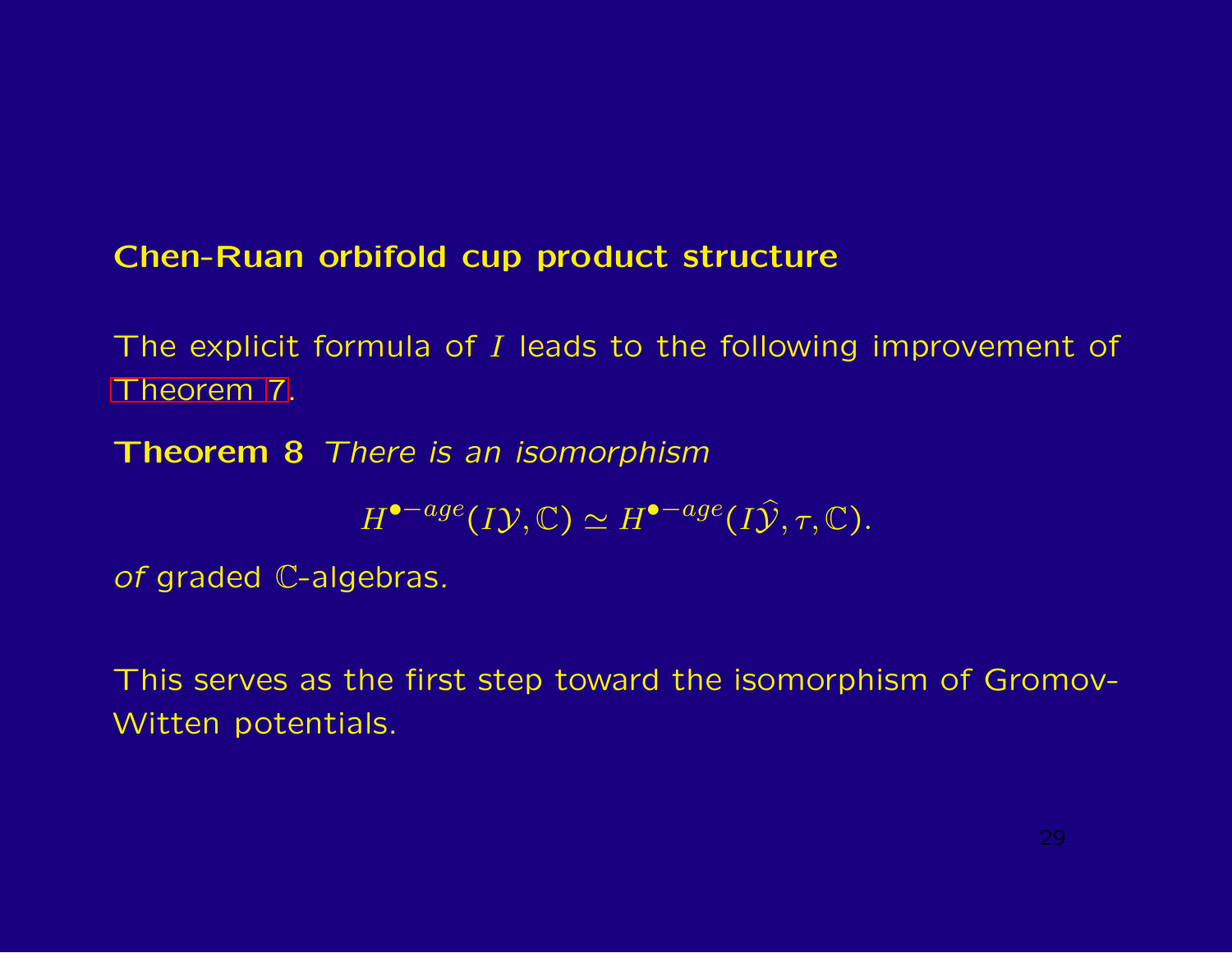## Chen-Ruan orbifold cup product structure

The explicit formula of $I$ leads to the following improvement of Theorem 7.

**Theorem 8** *There is an isomorphism*

$$H^{\bullet - age}(I\mathcal{Y}, \mathbb{C}) \simeq H^{\bullet - age}(I\widehat{\mathcal{Y}}, \tau, \mathbb{C}).$$

*of* graded $\mathbb{C}$-algebras.

This serves as the first step toward the isomorphism of Gromov-Witten potentials.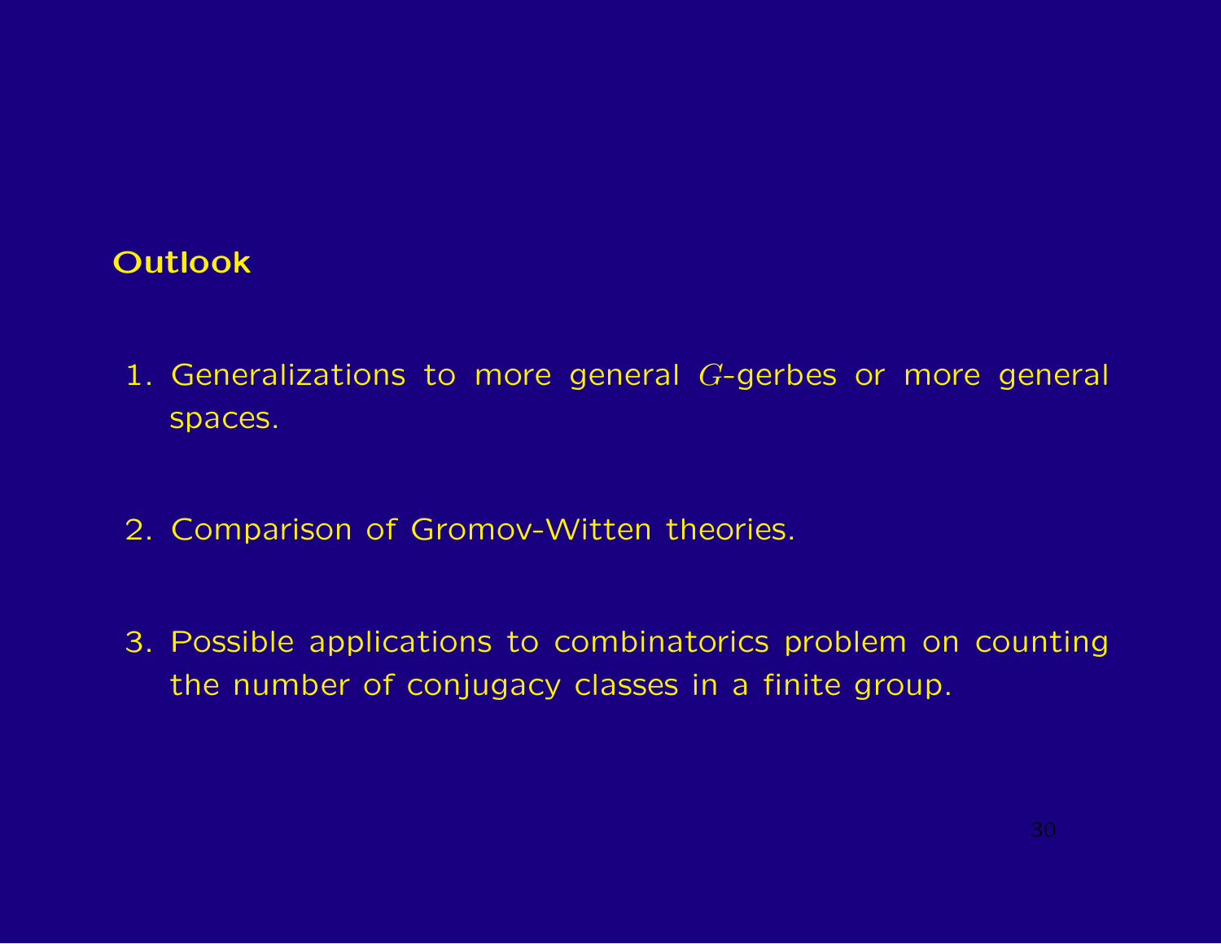## Outlook

1. Generalizations to more general $G$-gerbes or more general spaces.

2. Comparison of Gromov-Witten theories.

3. Possible applications to combinatorics problem on counting the number of conjugacy classes in a finite group.